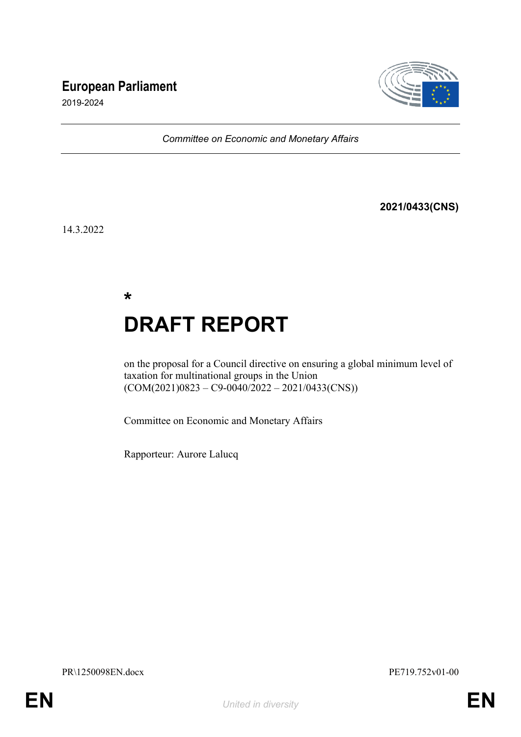**European Parliament**

2019-2024

*Committee on Economic and Monetary Affairs*

**2021/0433(CNS)**

14.3.2022

**\***

# DRAFT REPORT

on the proposal for a Council directive on ensuring a global minimum level of taxation for multinational groups in the Union
(COM(2021)0823 – C9-0040/2022 – 2021/0433(CNS))

Committee on Economic and Monetary Affairs

Rapporteur: Aurore Lalucq

PR\1250098EN.docx PE719.752v01-00

EN *United in diversity* EN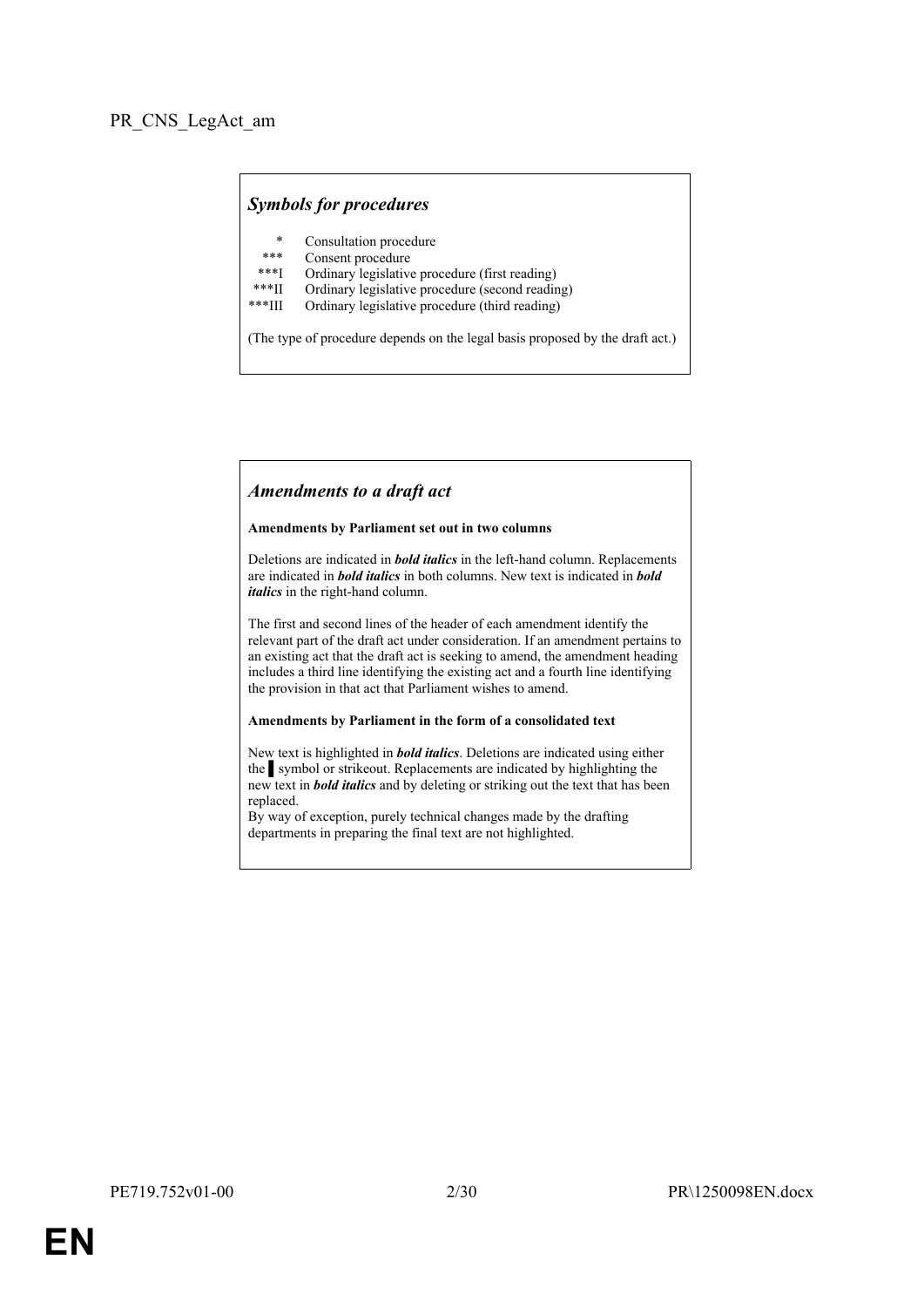PR_CNS_LegAct_am

## *Symbols for procedures*

| | |
|---|---|
| * | Consultation procedure |
| *** | Consent procedure |
| ***I | Ordinary legislative procedure (first reading) |
| ***II | Ordinary legislative procedure (second reading) |
| ***III | Ordinary legislative procedure (third reading) |

(The type of procedure depends on the legal basis proposed by the draft act.)

## *Amendments to a draft act*

**Amendments by Parliament set out in two columns**

Deletions are indicated in ***bold italics*** in the left-hand column. Replacements are indicated in ***bold italics*** in both columns. New text is indicated in ***bold italics*** in the right-hand column.

The first and second lines of the header of each amendment identify the relevant part of the draft act under consideration. If an amendment pertains to an existing act that the draft act is seeking to amend, the amendment heading includes a third line identifying the existing act and a fourth line identifying the provision in that act that Parliament wishes to amend.

**Amendments by Parliament in the form of a consolidated text**

New text is highlighted in ***bold italics***. Deletions are indicated using either the ▌ symbol or strikeout. Replacements are indicated by highlighting the new text in ***bold italics*** and by deleting or striking out the text that has been replaced.
By way of exception, purely technical changes made by the drafting departments in preparing the final text are not highlighted.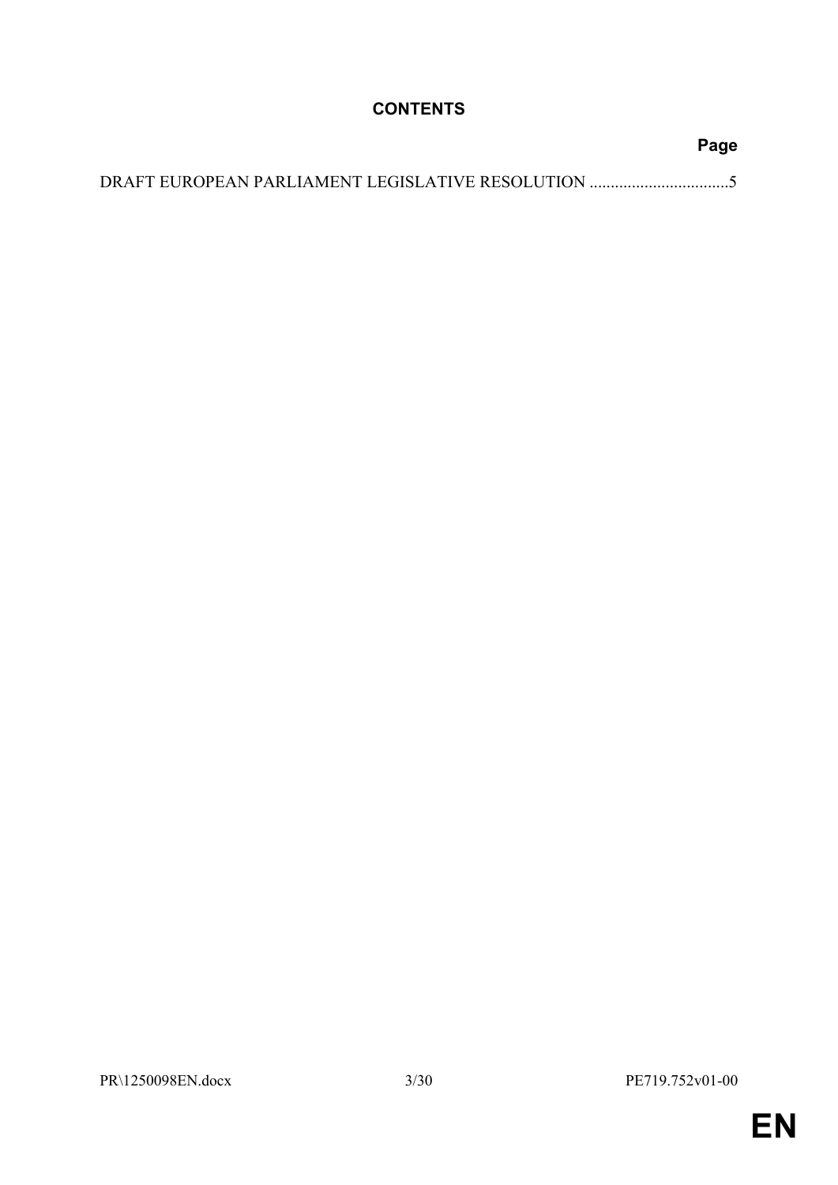# CONTENTS

**Page**

DRAFT EUROPEAN PARLIAMENT LEGISLATIVE RESOLUTION .................................5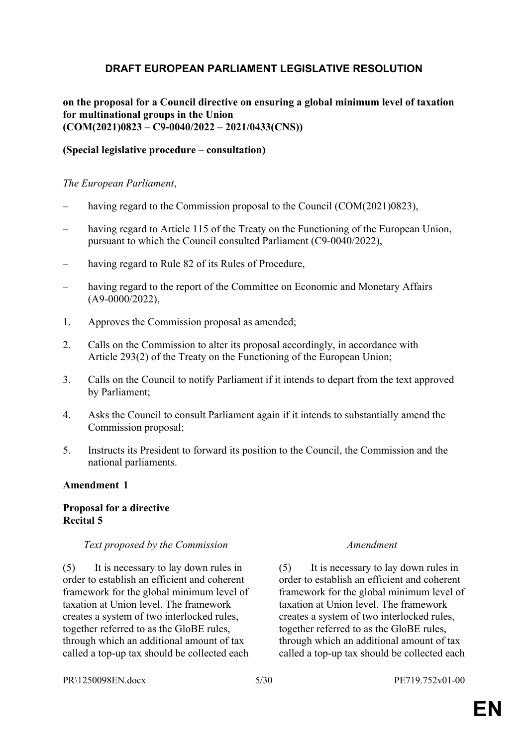## DRAFT EUROPEAN PARLIAMENT LEGISLATIVE RESOLUTION

**on the proposal for a Council directive on ensuring a global minimum level of taxation for multinational groups in the Union (COM(2021)0823 – C9-0040/2022 – 2021/0433(CNS))**

**(Special legislative procedure – consultation)**

*The European Parliament*,

– having regard to the Commission proposal to the Council (COM(2021)0823),

– having regard to Article 115 of the Treaty on the Functioning of the European Union, pursuant to which the Council consulted Parliament (C9-0040/2022),

– having regard to Rule 82 of its Rules of Procedure,

– having regard to the report of the Committee on Economic and Monetary Affairs (A9-0000/2022),

1. Approves the Commission proposal as amended;

2. Calls on the Commission to alter its proposal accordingly, in accordance with Article 293(2) of the Treaty on the Functioning of the European Union;

3. Calls on the Council to notify Parliament if it intends to depart from the text approved by Parliament;

4. Asks the Council to consult Parliament again if it intends to substantially amend the Commission proposal;

5. Instructs its President to forward its position to the Council, the Commission and the national parliaments.

**Amendment 1**

**Proposal for a directive**
**Recital 5**

| *Text proposed by the Commission* | *Amendment* |
|---|---|
| (5) It is necessary to lay down rules in order to establish an efficient and coherent framework for the global minimum level of taxation at Union level. The framework creates a system of two interlocked rules, together referred to as the GloBE rules, through which an additional amount of tax called a top-up tax should be collected each | (5) It is necessary to lay down rules in order to establish an efficient and coherent framework for the global minimum level of taxation at Union level. The framework creates a system of two interlocked rules, together referred to as the GloBE rules, through which an additional amount of tax called a top-up tax should be collected each |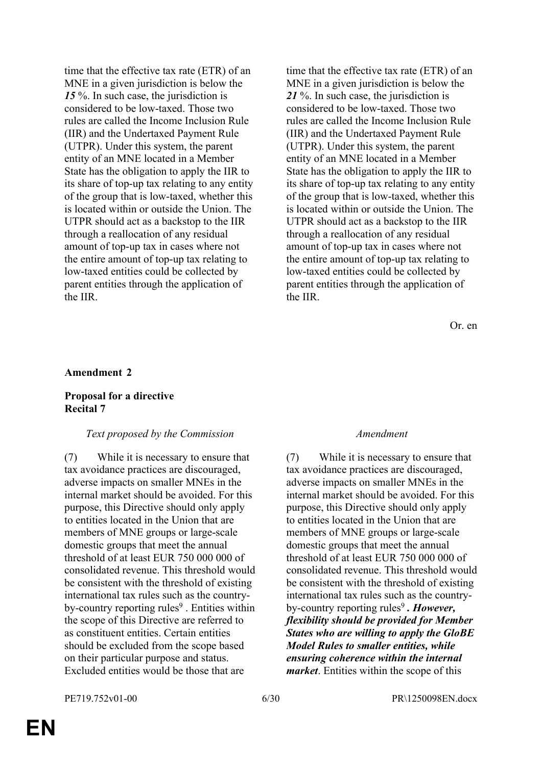| | |
|---|---|
| time that the effective tax rate (ETR) of an MNE in a given jurisdiction is below the ***15*** %. In such case, the jurisdiction is considered to be low-taxed. Those two rules are called the Income Inclusion Rule (IIR) and the Undertaxed Payment Rule (UTPR). Under this system, the parent entity of an MNE located in a Member State has the obligation to apply the IIR to its share of top-up tax relating to any entity of the group that is low-taxed, whether this is located within or outside the Union. The UTPR should act as a backstop to the IIR through a reallocation of any residual amount of top-up tax in cases where not the entire amount of top-up tax relating to low-taxed entities could be collected by parent entities through the application of the IIR. | time that the effective tax rate (ETR) of an MNE in a given jurisdiction is below the ***21*** %. In such case, the jurisdiction is considered to be low-taxed. Those two rules are called the Income Inclusion Rule (IIR) and the Undertaxed Payment Rule (UTPR). Under this system, the parent entity of an MNE located in a Member State has the obligation to apply the IIR to its share of top-up tax relating to any entity of the group that is low-taxed, whether this is located within or outside the Union. The UTPR should act as a backstop to the IIR through a reallocation of any residual amount of top-up tax in cases where not the entire amount of top-up tax relating to low-taxed entities could be collected by parent entities through the application of the IIR. |

Or. en

**Amendment 2**

**Proposal for a directive**
**Recital 7**

| *Text proposed by the Commission* | *Amendment* |
|---|---|
| (7) While it is necessary to ensure that tax avoidance practices are discouraged, adverse impacts on smaller MNEs in the internal market should be avoided. For this purpose, this Directive should only apply to entities located in the Union that are members of MNE groups or large-scale domestic groups that meet the annual threshold of at least EUR 750 000 000 of consolidated revenue. This threshold would be consistent with the threshold of existing international tax rules such as the country-by-country reporting rules[9] . Entities within the scope of this Directive are referred to as constituent entities. Certain entities should be excluded from the scope based on their particular purpose and status. Excluded entities would be those that are | (7) While it is necessary to ensure that tax avoidance practices are discouraged, adverse impacts on smaller MNEs in the internal market should be avoided. For this purpose, this Directive should only apply to entities located in the Union that are members of MNE groups or large-scale domestic groups that meet the annual threshold of at least EUR 750 000 000 of consolidated revenue. This threshold would be consistent with the threshold of existing international tax rules such as the country-by-country reporting rules[9] ***. However, flexibility should be provided for Member States who are willing to apply the GloBE Model Rules to smaller entities, while ensuring coherence within the internal market***. Entities within the scope of this |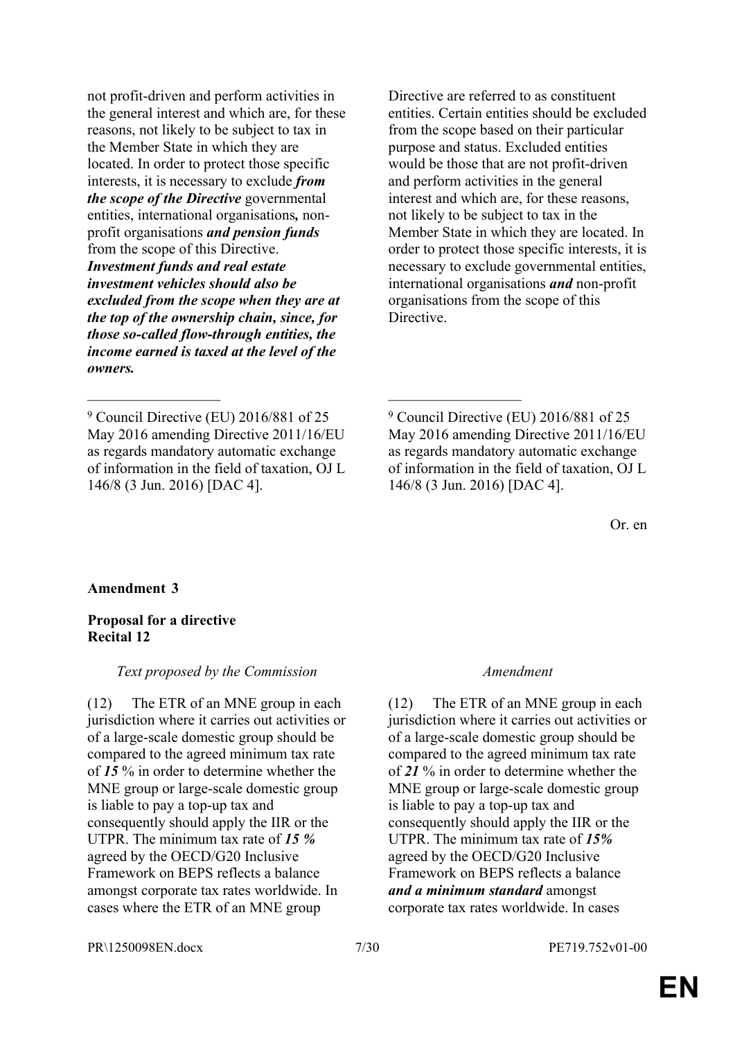| | |
|---|---|
| not profit-driven and perform activities in the general interest and which are, for these reasons, not likely to be subject to tax in the Member State in which they are located. In order to protect those specific interests, it is necessary to exclude ***from the scope of the Directive*** governmental entities, international organisations***,*** non-profit organisations ***and pension funds*** from the scope of this Directive. ***Investment funds and real estate investment vehicles should also be excluded from the scope when they are at the top of the ownership chain, since, for those so-called flow-through entities, the income earned is taxed at the level of the owners.*** | Directive are referred to as constituent entities. Certain entities should be excluded from the scope based on their particular purpose and status. Excluded entities would be those that are not profit-driven and perform activities in the general interest and which are, for these reasons, not likely to be subject to tax in the Member State in which they are located. In order to protect those specific interests, it is necessary to exclude governmental entities, international organisations ***and*** non-profit organisations from the scope of this Directive. |
| __________________ | __________________ |
| [9] Council Directive (EU) 2016/881 of 25 May 2016 amending Directive 2011/16/EU as regards mandatory automatic exchange of information in the field of taxation, OJ L 146/8 (3 Jun. 2016) [DAC 4]. | [9] Council Directive (EU) 2016/881 of 25 May 2016 amending Directive 2011/16/EU as regards mandatory automatic exchange of information in the field of taxation, OJ L 146/8 (3 Jun. 2016) [DAC 4]. |

Or. en

**Amendment 3**

**Proposal for a directive**
**Recital 12**

| *Text proposed by the Commission* | *Amendment* |
|---|---|
| (12) The ETR of an MNE group in each jurisdiction where it carries out activities or of a large-scale domestic group should be compared to the agreed minimum tax rate of ***15*** % in order to determine whether the MNE group or large-scale domestic group is liable to pay a top-up tax and consequently should apply the IIR or the UTPR. The minimum tax rate of ***15 %*** agreed by the OECD/G20 Inclusive Framework on BEPS reflects a balance amongst corporate tax rates worldwide. In cases where the ETR of an MNE group | (12) The ETR of an MNE group in each jurisdiction where it carries out activities or of a large-scale domestic group should be compared to the agreed minimum tax rate of ***21*** % in order to determine whether the MNE group or large-scale domestic group is liable to pay a top-up tax and consequently should apply the IIR or the UTPR. The minimum tax rate of ***15%*** agreed by the OECD/G20 Inclusive Framework on BEPS reflects a balance ***and a minimum standard*** amongst corporate tax rates worldwide. In cases |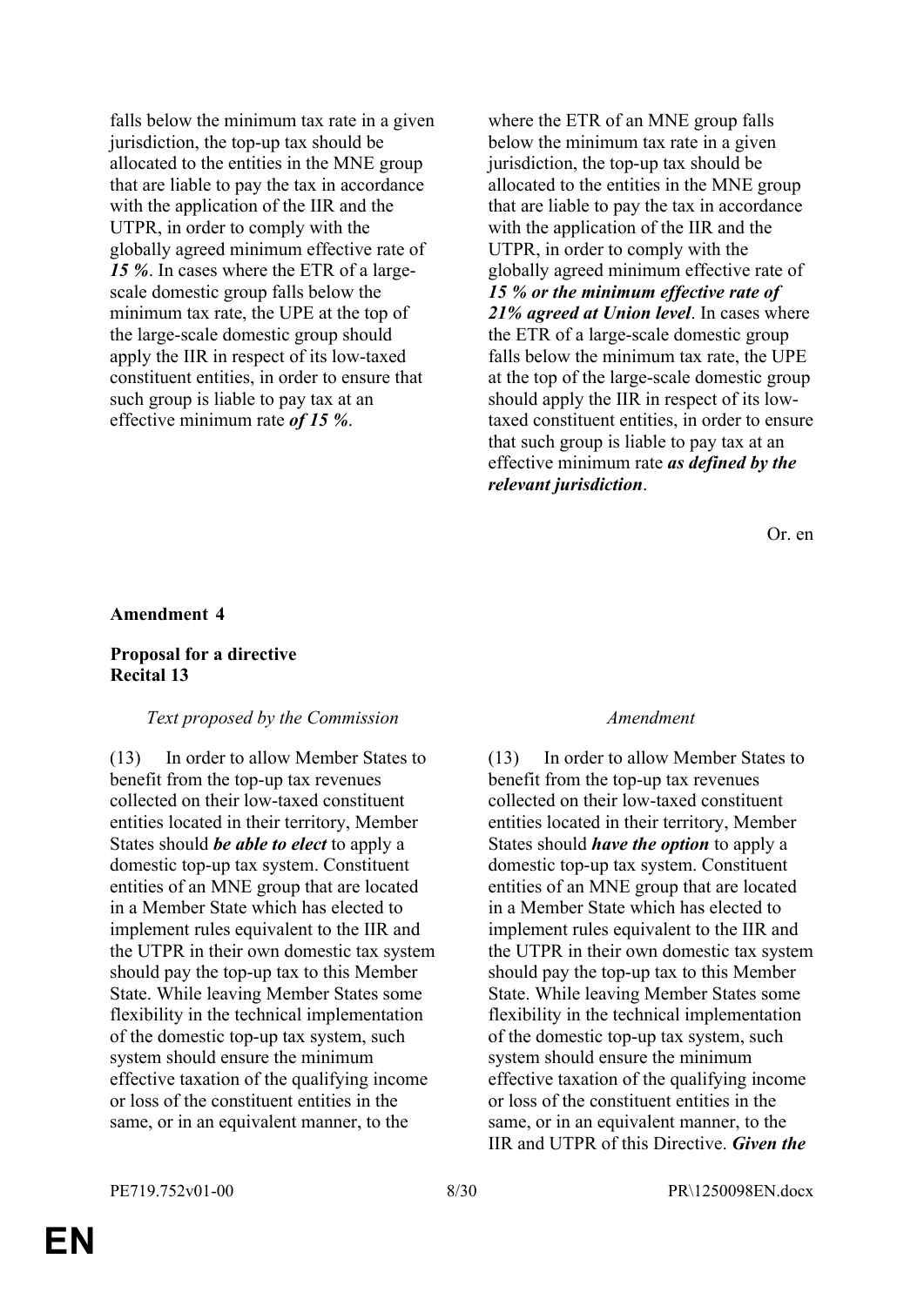| | |
|---|---|
| falls below the minimum tax rate in a given jurisdiction, the top-up tax should be allocated to the entities in the MNE group that are liable to pay the tax in accordance with the application of the IIR and the UTPR, in order to comply with the globally agreed minimum effective rate of ***15 %***. In cases where the ETR of a large-scale domestic group falls below the minimum tax rate, the UPE at the top of the large-scale domestic group should apply the IIR in respect of its low-taxed constituent entities, in order to ensure that such group is liable to pay tax at an effective minimum rate ***of 15 %***. | where the ETR of an MNE group falls below the minimum tax rate in a given jurisdiction, the top-up tax should be allocated to the entities in the MNE group that are liable to pay the tax in accordance with the application of the IIR and the UTPR, in order to comply with the globally agreed minimum effective rate of ***15 % or the minimum effective rate of 21% agreed at Union level***. In cases where the ETR of a large-scale domestic group falls below the minimum tax rate, the UPE at the top of the large-scale domestic group should apply the IIR in respect of its low-taxed constituent entities, in order to ensure that such group is liable to pay tax at an effective minimum rate ***as defined by the relevant jurisdiction***. |

Or. en

**Amendment 4**

**Proposal for a directive**
**Recital 13**

| *Text proposed by the Commission* | *Amendment* |
|---|---|
| (13) In order to allow Member States to benefit from the top-up tax revenues collected on their low-taxed constituent entities located in their territory, Member States should ***be able to elect*** to apply a domestic top-up tax system. Constituent entities of an MNE group that are located in a Member State which has elected to implement rules equivalent to the IIR and the UTPR in their own domestic tax system should pay the top-up tax to this Member State. While leaving Member States some flexibility in the technical implementation of the domestic top-up tax system, such system should ensure the minimum effective taxation of the qualifying income or loss of the constituent entities in the same, or in an equivalent manner, to the | (13) In order to allow Member States to benefit from the top-up tax revenues collected on their low-taxed constituent entities located in their territory, Member States should ***have the option*** to apply a domestic top-up tax system. Constituent entities of an MNE group that are located in a Member State which has elected to implement rules equivalent to the IIR and the UTPR in their own domestic tax system should pay the top-up tax to this Member State. While leaving Member States some flexibility in the technical implementation of the domestic top-up tax system, such system should ensure the minimum effective taxation of the qualifying income or loss of the constituent entities in the same, or in an equivalent manner, to the IIR and UTPR of this Directive. ***Given the*** |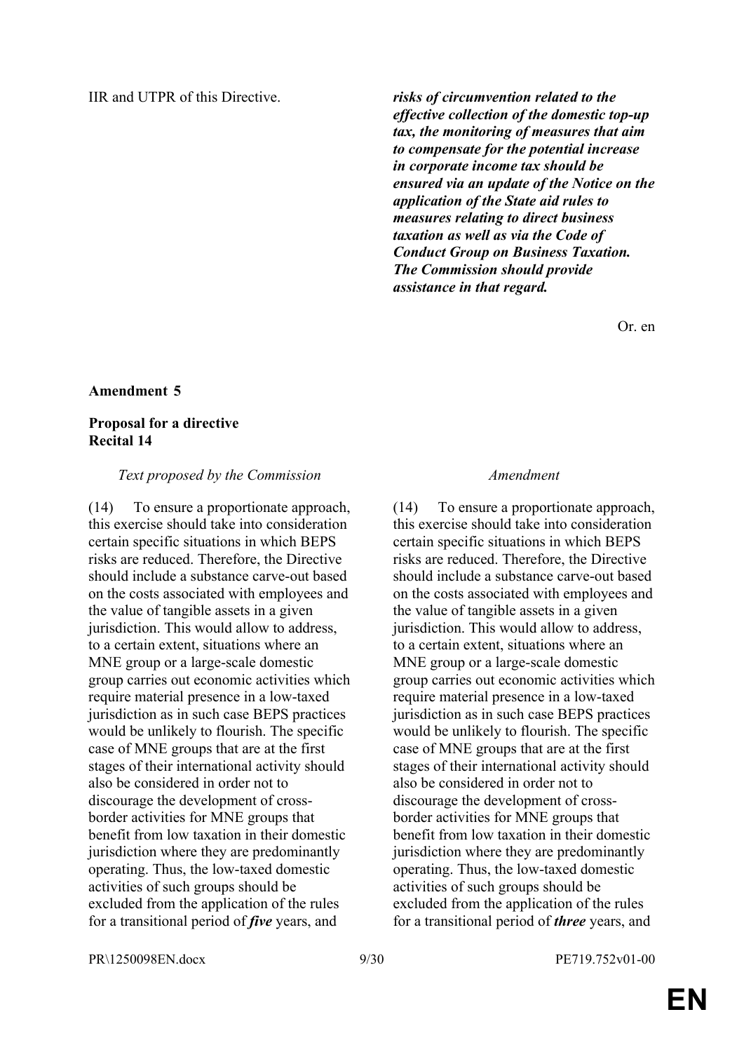| | |
|---|---|
| IIR and UTPR of this Directive. | ***risks of circumvention related to the effective collection of the domestic top-up tax, the monitoring of measures that aim to compensate for the potential increase in corporate income tax should be ensured via an update of the Notice on the application of the State aid rules to measures relating to direct business taxation as well as via the Code of Conduct Group on Business Taxation. The Commission should provide assistance in that regard.*** |

Or. en

**Amendment 5**

**Proposal for a directive**
**Recital 14**

| *Text proposed by the Commission* | *Amendment* |
|---|---|
| (14) To ensure a proportionate approach, this exercise should take into consideration certain specific situations in which BEPS risks are reduced. Therefore, the Directive should include a substance carve-out based on the costs associated with employees and the value of tangible assets in a given jurisdiction. This would allow to address, to a certain extent, situations where an MNE group or a large-scale domestic group carries out economic activities which require material presence in a low-taxed jurisdiction as in such case BEPS practices would be unlikely to flourish. The specific case of MNE groups that are at the first stages of their international activity should also be considered in order not to discourage the development of cross-border activities for MNE groups that benefit from low taxation in their domestic jurisdiction where they are predominantly operating. Thus, the low-taxed domestic activities of such groups should be excluded from the application of the rules for a transitional period of ***five*** years, and | (14) To ensure a proportionate approach, this exercise should take into consideration certain specific situations in which BEPS risks are reduced. Therefore, the Directive should include a substance carve-out based on the costs associated with employees and the value of tangible assets in a given jurisdiction. This would allow to address, to a certain extent, situations where an MNE group or a large-scale domestic group carries out economic activities which require material presence in a low-taxed jurisdiction as in such case BEPS practices would be unlikely to flourish. The specific case of MNE groups that are at the first stages of their international activity should also be considered in order not to discourage the development of cross-border activities for MNE groups that benefit from low taxation in their domestic jurisdiction where they are predominantly operating. Thus, the low-taxed domestic activities of such groups should be excluded from the application of the rules for a transitional period of ***three*** years, and |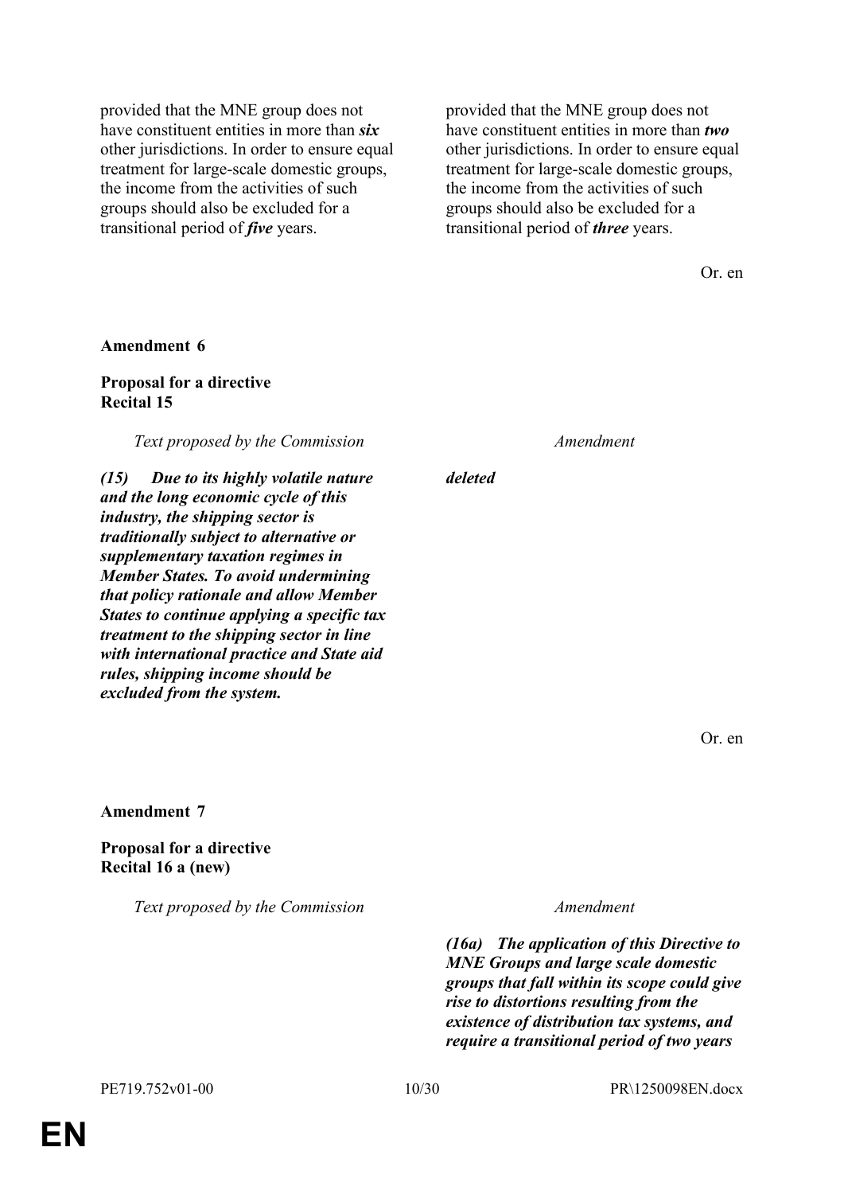| | |
|---|---|
| provided that the MNE group does not have constituent entities in more than ***six*** other jurisdictions. In order to ensure equal treatment for large-scale domestic groups, the income from the activities of such groups should also be excluded for a transitional period of ***five*** years. | provided that the MNE group does not have constituent entities in more than ***two*** other jurisdictions. In order to ensure equal treatment for large-scale domestic groups, the income from the activities of such groups should also be excluded for a transitional period of ***three*** years. |

Or. en

**Amendment 6**

**Proposal for a directive**
**Recital 15**

| *Text proposed by the Commission* | *Amendment* |
|---|---|
| ***(15) Due to its highly volatile nature and the long economic cycle of this industry, the shipping sector is traditionally subject to alternative or supplementary taxation regimes in Member States. To avoid undermining that policy rationale and allow Member States to continue applying a specific tax treatment to the shipping sector in line with international practice and State aid rules, shipping income should be excluded from the system.*** | ***deleted*** |

Or. en

**Amendment 7**

**Proposal for a directive**
**Recital 16 a (new)**

| *Text proposed by the Commission* | *Amendment* |
|---|---|
| | ***(16a) The application of this Directive to MNE Groups and large scale domestic groups that fall within its scope could give rise to distortions resulting from the existence of distribution tax systems, and require a transitional period of two years*** |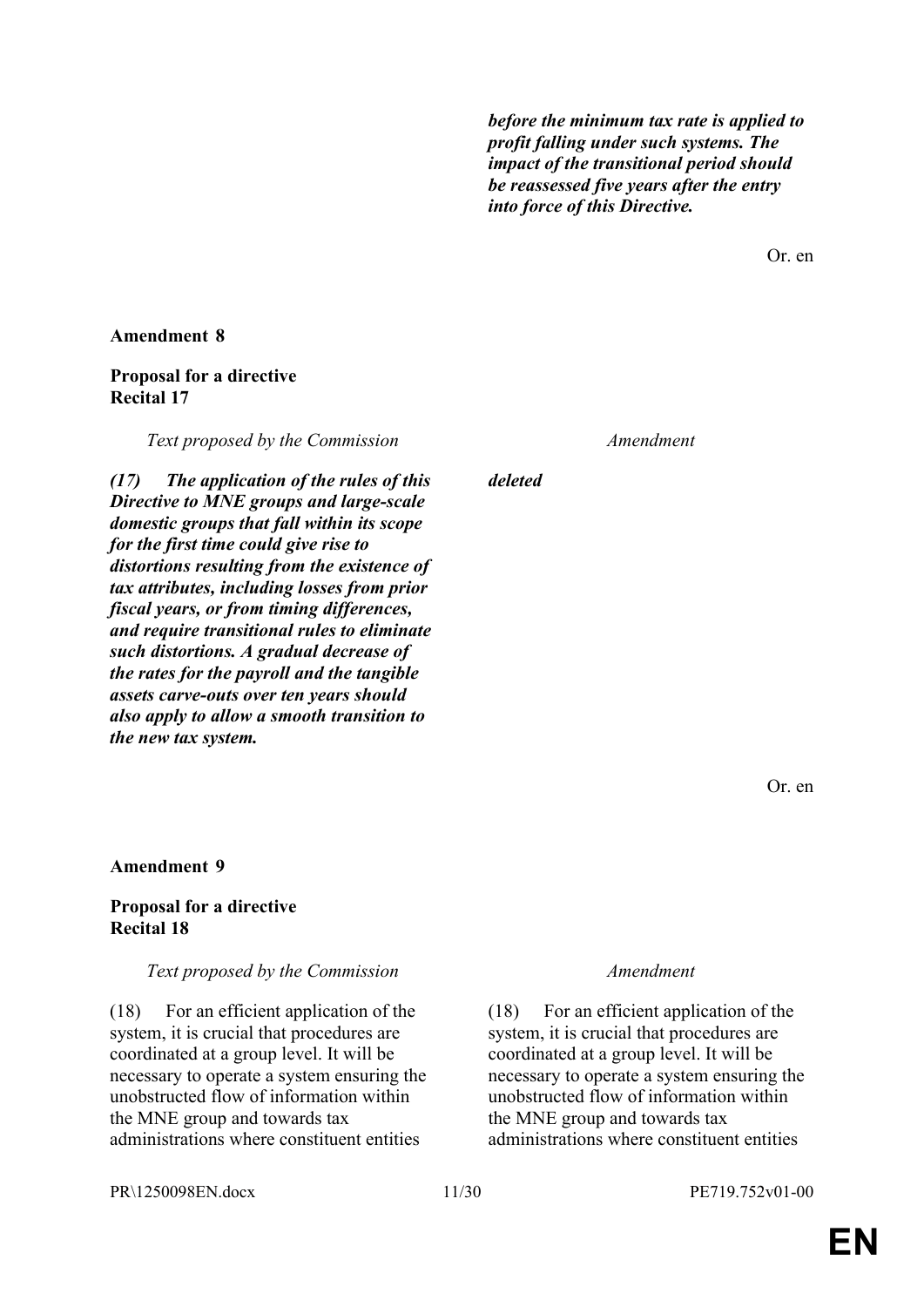| | |
|---|---|
| | ***before the minimum tax rate is applied to profit falling under such systems. The impact of the transitional period should be reassessed five years after the entry into force of this Directive.*** |

Or. en

**Amendment 8**

**Proposal for a directive**
**Recital 17**

| *Text proposed by the Commission* | *Amendment* |
|---|---|
| ***(17) The application of the rules of this Directive to MNE groups and large-scale domestic groups that fall within its scope for the first time could give rise to distortions resulting from the existence of tax attributes, including losses from prior fiscal years, or from timing differences, and require transitional rules to eliminate such distortions. A gradual decrease of the rates for the payroll and the tangible assets carve-outs over ten years should also apply to allow a smooth transition to the new tax system.*** | ***deleted*** |

Or. en

**Amendment 9**

**Proposal for a directive**
**Recital 18**

| *Text proposed by the Commission* | *Amendment* |
|---|---|
| (18) For an efficient application of the system, it is crucial that procedures are coordinated at a group level. It will be necessary to operate a system ensuring the unobstructed flow of information within the MNE group and towards tax administrations where constituent entities | (18) For an efficient application of the system, it is crucial that procedures are coordinated at a group level. It will be necessary to operate a system ensuring the unobstructed flow of information within the MNE group and towards tax administrations where constituent entities |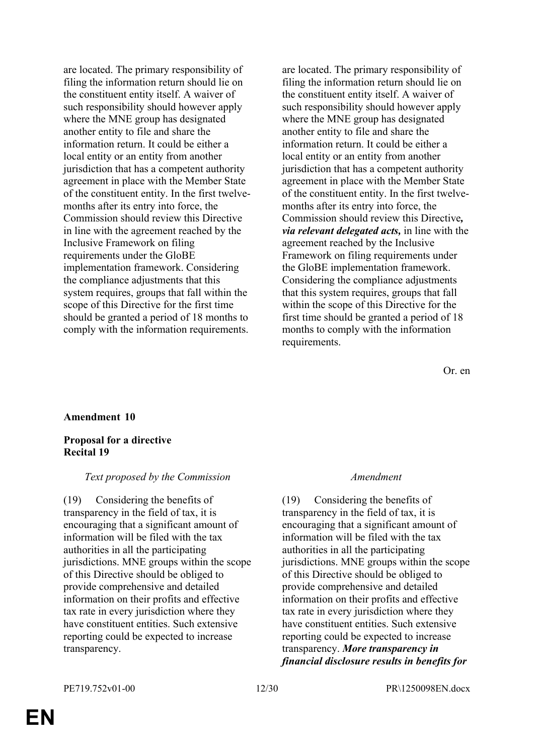| | |
|---|---|
| are located. The primary responsibility of filing the information return should lie on the constituent entity itself. A waiver of such responsibility should however apply where the MNE group has designated another entity to file and share the information return. It could be either a local entity or an entity from another jurisdiction that has a competent authority agreement in place with the Member State of the constituent entity. In the first twelve-months after its entry into force, the Commission should review this Directive in line with the agreement reached by the Inclusive Framework on filing requirements under the GloBE implementation framework. Considering the compliance adjustments that this system requires, groups that fall within the scope of this Directive for the first time should be granted a period of 18 months to comply with the information requirements. | are located. The primary responsibility of filing the information return should lie on the constituent entity itself. A waiver of such responsibility should however apply where the MNE group has designated another entity to file and share the information return. It could be either a local entity or an entity from another jurisdiction that has a competent authority agreement in place with the Member State of the constituent entity. In the first twelve-months after its entry into force, the Commission should review this Directive***, via relevant delegated acts,*** in line with the agreement reached by the Inclusive Framework on filing requirements under the GloBE implementation framework. Considering the compliance adjustments that this system requires, groups that fall within the scope of this Directive for the first time should be granted a period of 18 months to comply with the information requirements. |

Or. en

**Amendment 10**

**Proposal for a directive**
**Recital 19**

| *Text proposed by the Commission* | *Amendment* |
|---|---|
| (19) Considering the benefits of transparency in the field of tax, it is encouraging that a significant amount of information will be filed with the tax authorities in all the participating jurisdictions. MNE groups within the scope of this Directive should be obliged to provide comprehensive and detailed information on their profits and effective tax rate in every jurisdiction where they have constituent entities. Such extensive reporting could be expected to increase transparency. | (19) Considering the benefits of transparency in the field of tax, it is encouraging that a significant amount of information will be filed with the tax authorities in all the participating jurisdictions. MNE groups within the scope of this Directive should be obliged to provide comprehensive and detailed information on their profits and effective tax rate in every jurisdiction where they have constituent entities. Such extensive reporting could be expected to increase transparency. ***More transparency in financial disclosure results in benefits for*** |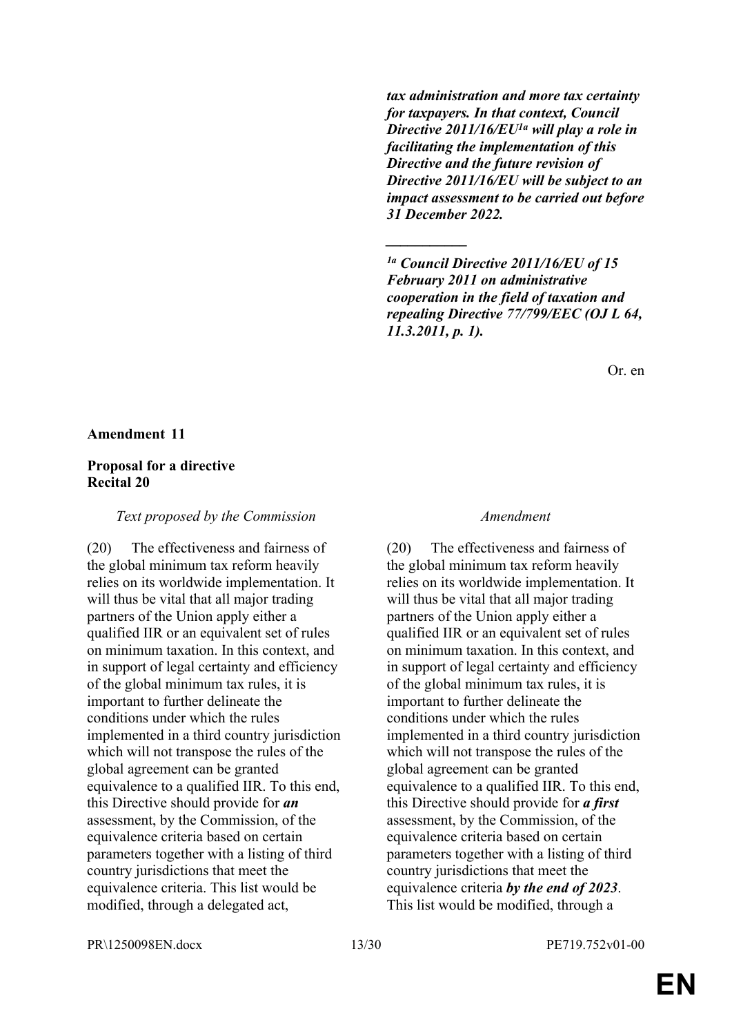***tax administration and more tax certainty for taxpayers. In that context, Council Directive 2011/16/EU[1a] will play a role in facilitating the implementation of this Directive and the future revision of Directive 2011/16/EU will be subject to an impact assessment to be carried out before 31 December 2022.***

***__________***

***[1a] Council Directive 2011/16/EU of 15 February 2011 on administrative cooperation in the field of taxation and repealing Directive 77/799/EEC (OJ L 64, 11.3.2011, p. 1).***

Or. en

**Amendment 11**

**Proposal for a directive**
**Recital 20**

| *Text proposed by the Commission* | *Amendment* |
|---|---|
| (20) The effectiveness and fairness of the global minimum tax reform heavily relies on its worldwide implementation. It will thus be vital that all major trading partners of the Union apply either a qualified IIR or an equivalent set of rules on minimum taxation. In this context, and in support of legal certainty and efficiency of the global minimum tax rules, it is important to further delineate the conditions under which the rules implemented in a third country jurisdiction which will not transpose the rules of the global agreement can be granted equivalence to a qualified IIR. To this end, this Directive should provide for ***an*** assessment, by the Commission, of the equivalence criteria based on certain parameters together with a listing of third country jurisdictions that meet the equivalence criteria. This list would be modified, through a delegated act, | (20) The effectiveness and fairness of the global minimum tax reform heavily relies on its worldwide implementation. It will thus be vital that all major trading partners of the Union apply either a qualified IIR or an equivalent set of rules on minimum taxation. In this context, and in support of legal certainty and efficiency of the global minimum tax rules, it is important to further delineate the conditions under which the rules implemented in a third country jurisdiction which will not transpose the rules of the global agreement can be granted equivalence to a qualified IIR. To this end, this Directive should provide for ***a first*** assessment, by the Commission, of the equivalence criteria based on certain parameters together with a listing of third country jurisdictions that meet the equivalence criteria ***by the end of 2023***. This list would be modified, through a |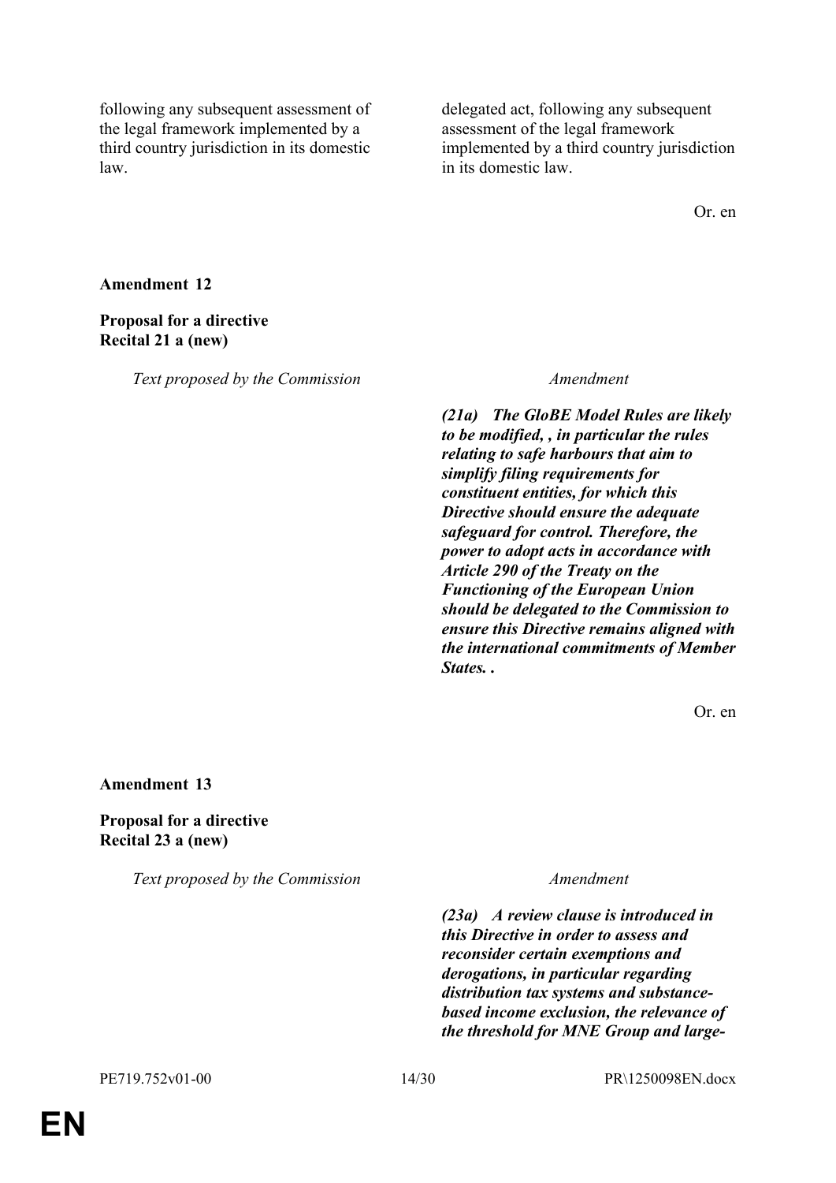| | |
|---|---|
| following any subsequent assessment of the legal framework implemented by a third country jurisdiction in its domestic law. | delegated act, following any subsequent assessment of the legal framework implemented by a third country jurisdiction in its domestic law. |

Or. en

**Amendment 12**

**Proposal for a directive**
**Recital 21 a (new)**

| *Text proposed by the Commission* | *Amendment* |
|---|---|
| | ***(21a) The GloBE Model Rules are likely to be modified, , in particular the rules relating to safe harbours that aim to simplify filing requirements for constituent entities, for which this Directive should ensure the adequate safeguard for control. Therefore, the power to adopt acts in accordance with Article 290 of the Treaty on the Functioning of the European Union should be delegated to the Commission to ensure this Directive remains aligned with the international commitments of Member States. .*** |

Or. en

**Amendment 13**

**Proposal for a directive**
**Recital 23 a (new)**

| *Text proposed by the Commission* | *Amendment* |
|---|---|
| | ***(23a) A review clause is introduced in this Directive in order to assess and reconsider certain exemptions and derogations, in particular regarding distribution tax systems and substance-based income exclusion, the relevance of the threshold for MNE Group and large-*** |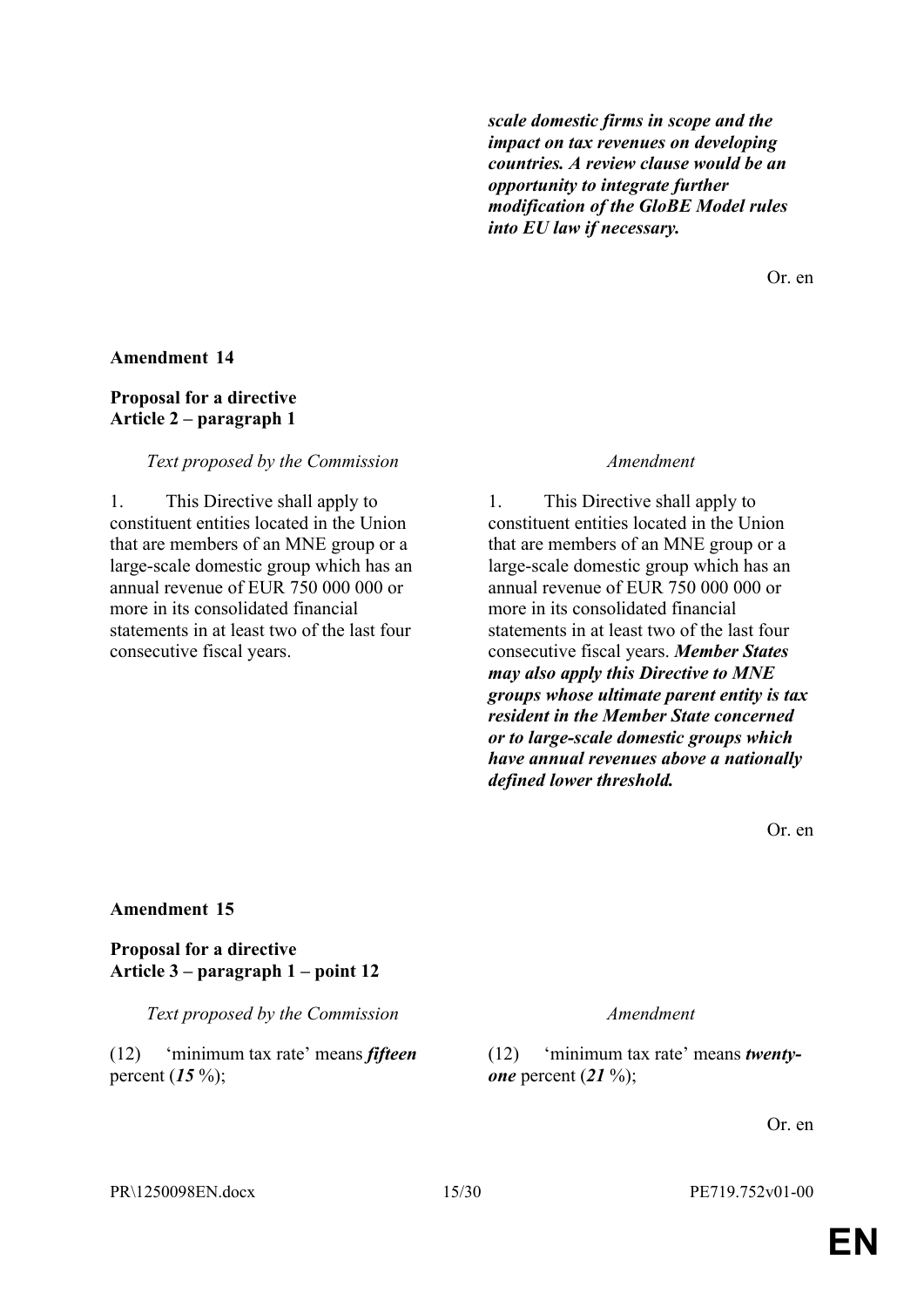***scale domestic firms in scope and the impact on tax revenues on developing countries. A review clause would be an opportunity to integrate further modification of the GloBE Model rules into EU law if necessary.***

Or. en

**Amendment 14**

**Proposal for a directive**
**Article 2 – paragraph 1**

| *Text proposed by the Commission* | *Amendment* |
|---|---|
| 1. This Directive shall apply to constituent entities located in the Union that are members of an MNE group or a large-scale domestic group which has an annual revenue of EUR 750 000 000 or more in its consolidated financial statements in at least two of the last four consecutive fiscal years. | 1. This Directive shall apply to constituent entities located in the Union that are members of an MNE group or a large-scale domestic group which has an annual revenue of EUR 750 000 000 or more in its consolidated financial statements in at least two of the last four consecutive fiscal years. ***Member States may also apply this Directive to MNE groups whose ultimate parent entity is tax resident in the Member State concerned or to large-scale domestic groups which have annual revenues above a nationally defined lower threshold.*** |

Or. en

**Amendment 15**

**Proposal for a directive**
**Article 3 – paragraph 1 – point 12**

| *Text proposed by the Commission* | *Amendment* |
|---|---|
| (12) 'minimum tax rate' means ***fifteen*** percent (***15*** %); | (12) 'minimum tax rate' means ***twenty-one*** percent (***21*** %); |

Or. en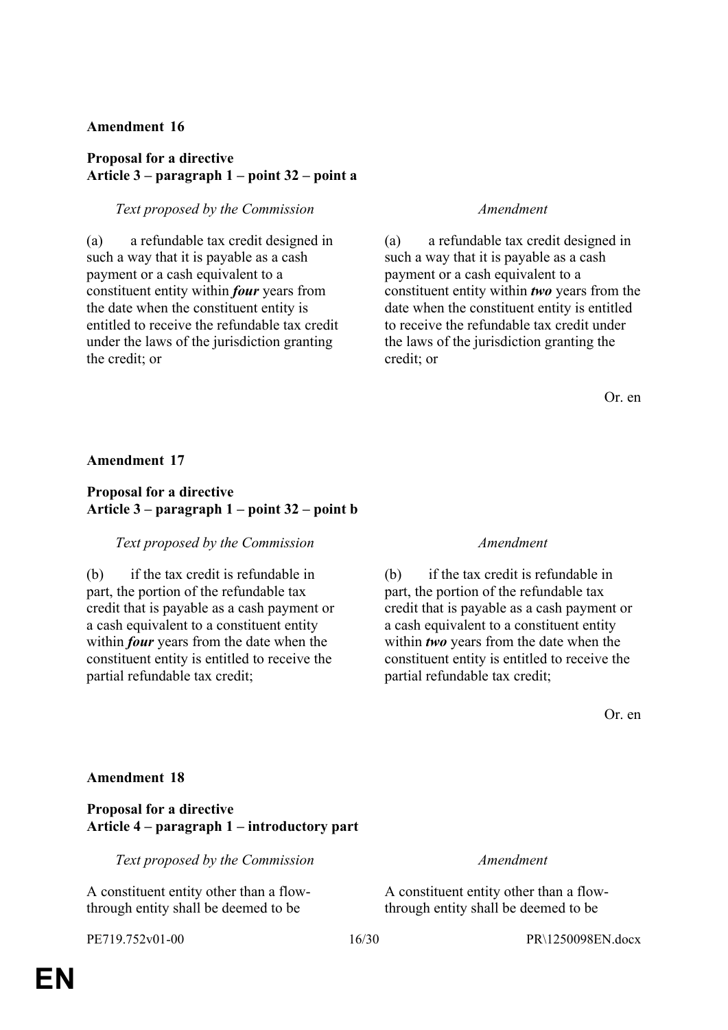**Amendment 16**

**Proposal for a directive**
**Article 3 – paragraph 1 – point 32 – point a**

| *Text proposed by the Commission* | *Amendment* |
| --- | --- |
| (a) a refundable tax credit designed in such a way that it is payable as a cash payment or a cash equivalent to a constituent entity within ***four*** years from the date when the constituent entity is entitled to receive the refundable tax credit under the laws of the jurisdiction granting the credit; or | (a) a refundable tax credit designed in such a way that it is payable as a cash payment or a cash equivalent to a constituent entity within ***two*** years from the date when the constituent entity is entitled to receive the refundable tax credit under the laws of the jurisdiction granting the credit; or |

Or. en

**Amendment 17**

**Proposal for a directive**
**Article 3 – paragraph 1 – point 32 – point b**

| *Text proposed by the Commission* | *Amendment* |
| --- | --- |
| (b) if the tax credit is refundable in part, the portion of the refundable tax credit that is payable as a cash payment or a cash equivalent to a constituent entity within ***four*** years from the date when the constituent entity is entitled to receive the partial refundable tax credit; | (b) if the tax credit is refundable in part, the portion of the refundable tax credit that is payable as a cash payment or a cash equivalent to a constituent entity within ***two*** years from the date when the constituent entity is entitled to receive the partial refundable tax credit; |

Or. en

**Amendment 18**

**Proposal for a directive**
**Article 4 – paragraph 1 – introductory part**

| *Text proposed by the Commission* | *Amendment* |
| --- | --- |
| A constituent entity other than a flow-through entity shall be deemed to be | A constituent entity other than a flow-through entity shall be deemed to be |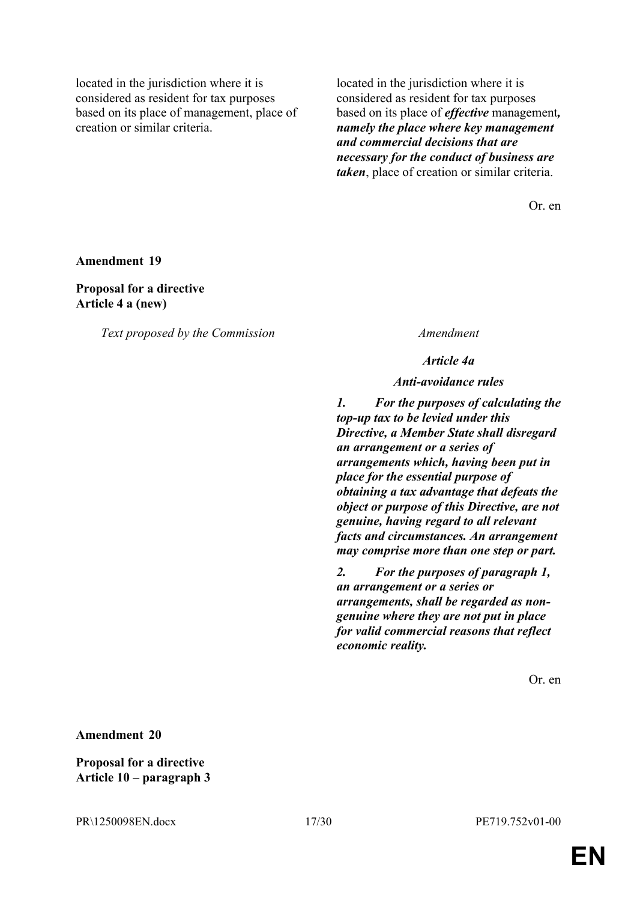| | |
|---|---|
| located in the jurisdiction where it is considered as resident for tax purposes based on its place of management, place of creation or similar criteria. | located in the jurisdiction where it is considered as resident for tax purposes based on its place of ***effective*** management***, namely the place where key management and commercial decisions that are necessary for the conduct of business are taken***, place of creation or similar criteria. |

Or. en

**Amendment 19**

**Proposal for a directive**
**Article 4 a (new)**

| *Text proposed by the Commission* | *Amendment* |
|---|---|
| | ***Article 4a*** |
| | ***Anti-avoidance rules*** |
| | ***1. For the purposes of calculating the top-up tax to be levied under this Directive, a Member State shall disregard an arrangement or a series of arrangements which, having been put in place for the essential purpose of obtaining a tax advantage that defeats the object or purpose of this Directive, are not genuine, having regard to all relevant facts and circumstances. An arrangement may comprise more than one step or part.*** |
| | ***2. For the purposes of paragraph 1, an arrangement or a series or arrangements, shall be regarded as non-genuine where they are not put in place for valid commercial reasons that reflect economic reality.*** |

Or. en

**Amendment 20**

**Proposal for a directive**
**Article 10 – paragraph 3**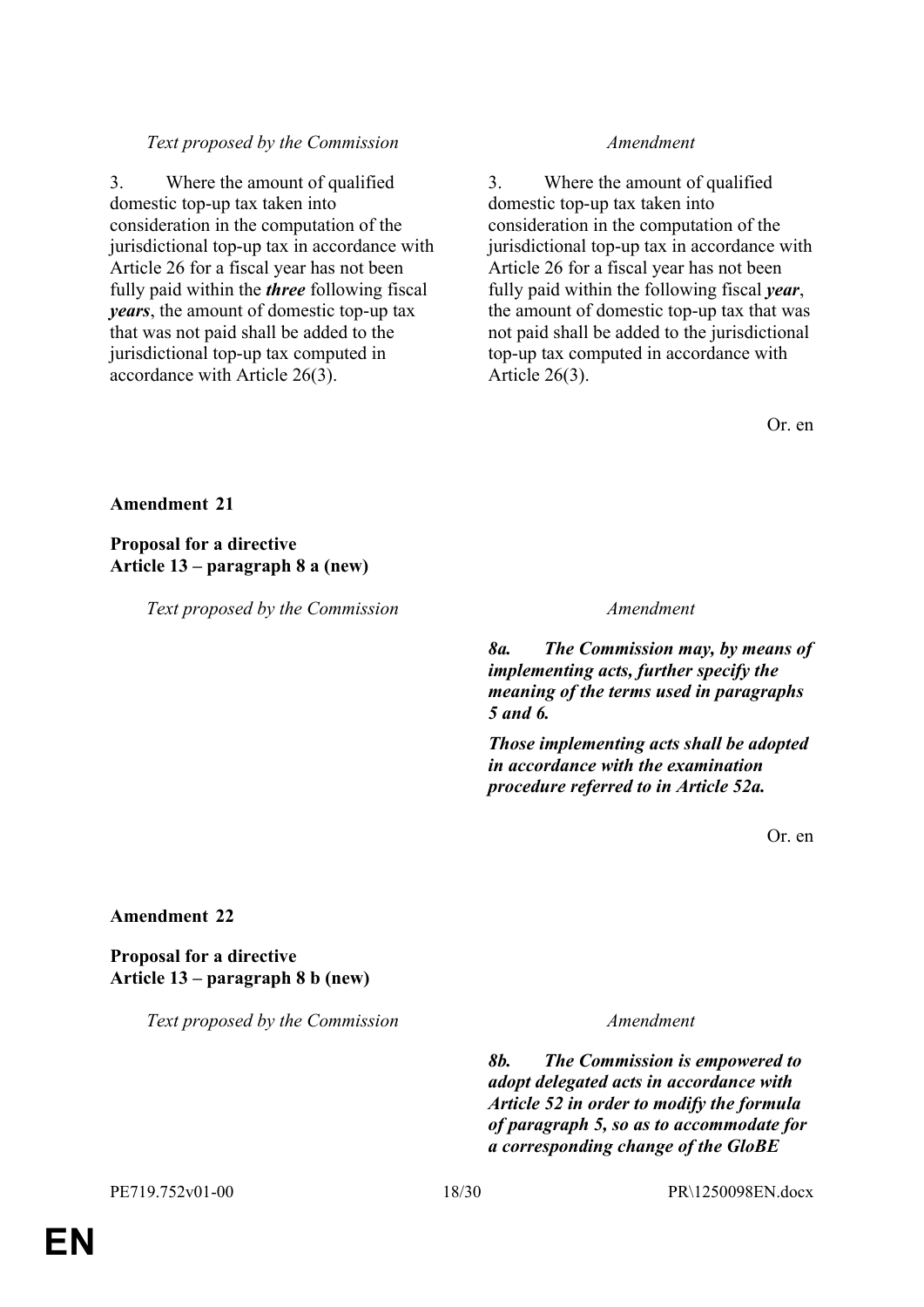| Text proposed by the Commission | Amendment |
|---|---|
| 3. Where the amount of qualified domestic top-up tax taken into consideration in the computation of the jurisdictional top-up tax in accordance with Article 26 for a fiscal year has not been fully paid within the ***three*** following fiscal ***years***, the amount of domestic top-up tax that was not paid shall be added to the jurisdictional top-up tax computed in accordance with Article 26(3). | 3. Where the amount of qualified domestic top-up tax taken into consideration in the computation of the jurisdictional top-up tax in accordance with Article 26 for a fiscal year has not been fully paid within the following fiscal ***year***, the amount of domestic top-up tax that was not paid shall be added to the jurisdictional top-up tax computed in accordance with Article 26(3). |

Or. en

**Amendment 21**

**Proposal for a directive**
**Article 13 – paragraph 8 a (new)**

| Text proposed by the Commission | Amendment |
|---|---|
| | ***8a. The Commission may, by means of implementing acts, further specify the meaning of the terms used in paragraphs 5 and 6.*** <br><br> ***Those implementing acts shall be adopted in accordance with the examination procedure referred to in Article 52a.*** |

Or. en

**Amendment 22**

**Proposal for a directive**
**Article 13 – paragraph 8 b (new)**

| Text proposed by the Commission | Amendment |
|---|---|
| | ***8b. The Commission is empowered to adopt delegated acts in accordance with Article 52 in order to modify the formula of paragraph 5, so as to accommodate for a corresponding change of the GloBE*** |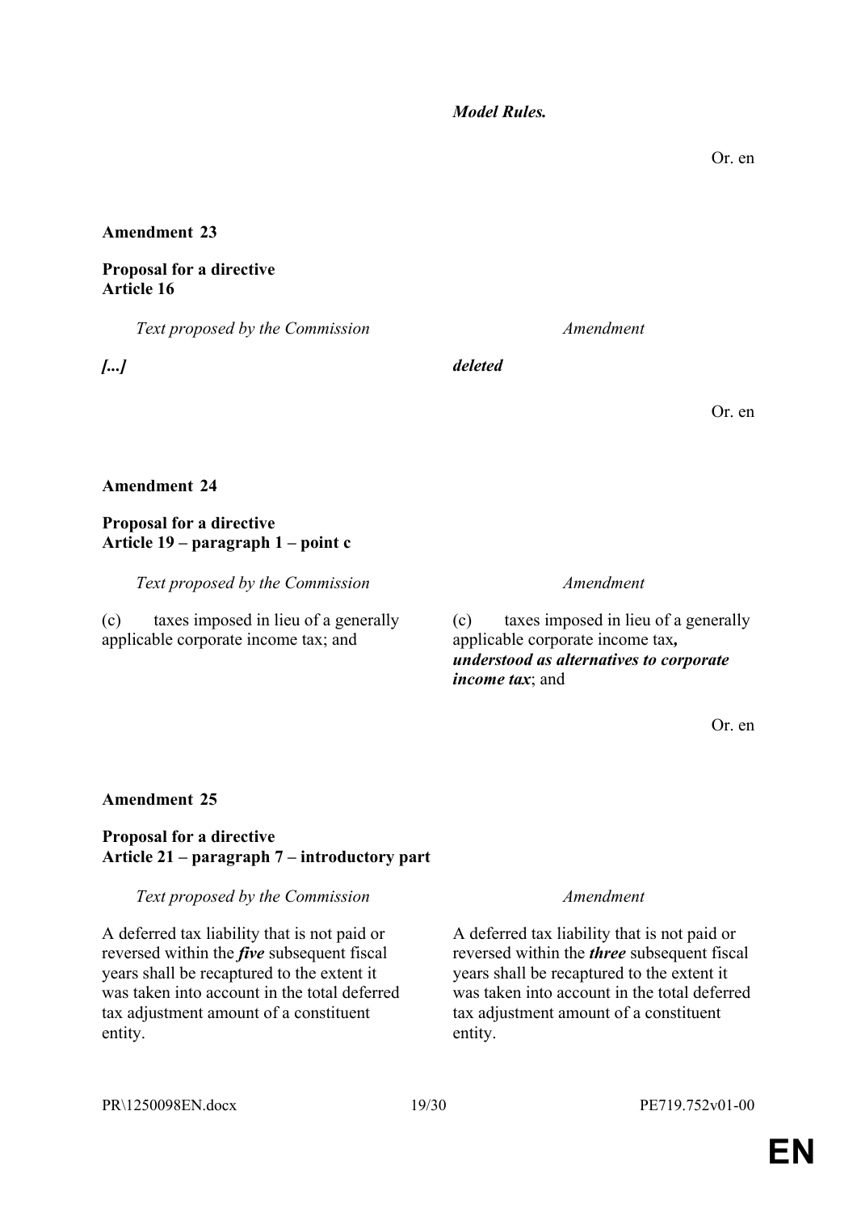*Model Rules.*

Or. en

**Amendment 23**

**Proposal for a directive**
**Article 16**

| *Text proposed by the Commission* | *Amendment* |
|---|---|
| ***[...]*** | ***deleted*** |

Or. en

**Amendment 24**

**Proposal for a directive**
**Article 19 – paragraph 1 – point c**

| *Text proposed by the Commission* | *Amendment* |
|---|---|
| (c) taxes imposed in lieu of a generally applicable corporate income tax; and | (c) taxes imposed in lieu of a generally applicable corporate income tax***, understood as alternatives to corporate income tax***; and |

Or. en

**Amendment 25**

**Proposal for a directive**
**Article 21 – paragraph 7 – introductory part**

| *Text proposed by the Commission* | *Amendment* |
|---|---|
| A deferred tax liability that is not paid or reversed within the ***five*** subsequent fiscal years shall be recaptured to the extent it was taken into account in the total deferred tax adjustment amount of a constituent entity. | A deferred tax liability that is not paid or reversed within the ***three*** subsequent fiscal years shall be recaptured to the extent it was taken into account in the total deferred tax adjustment amount of a constituent entity. |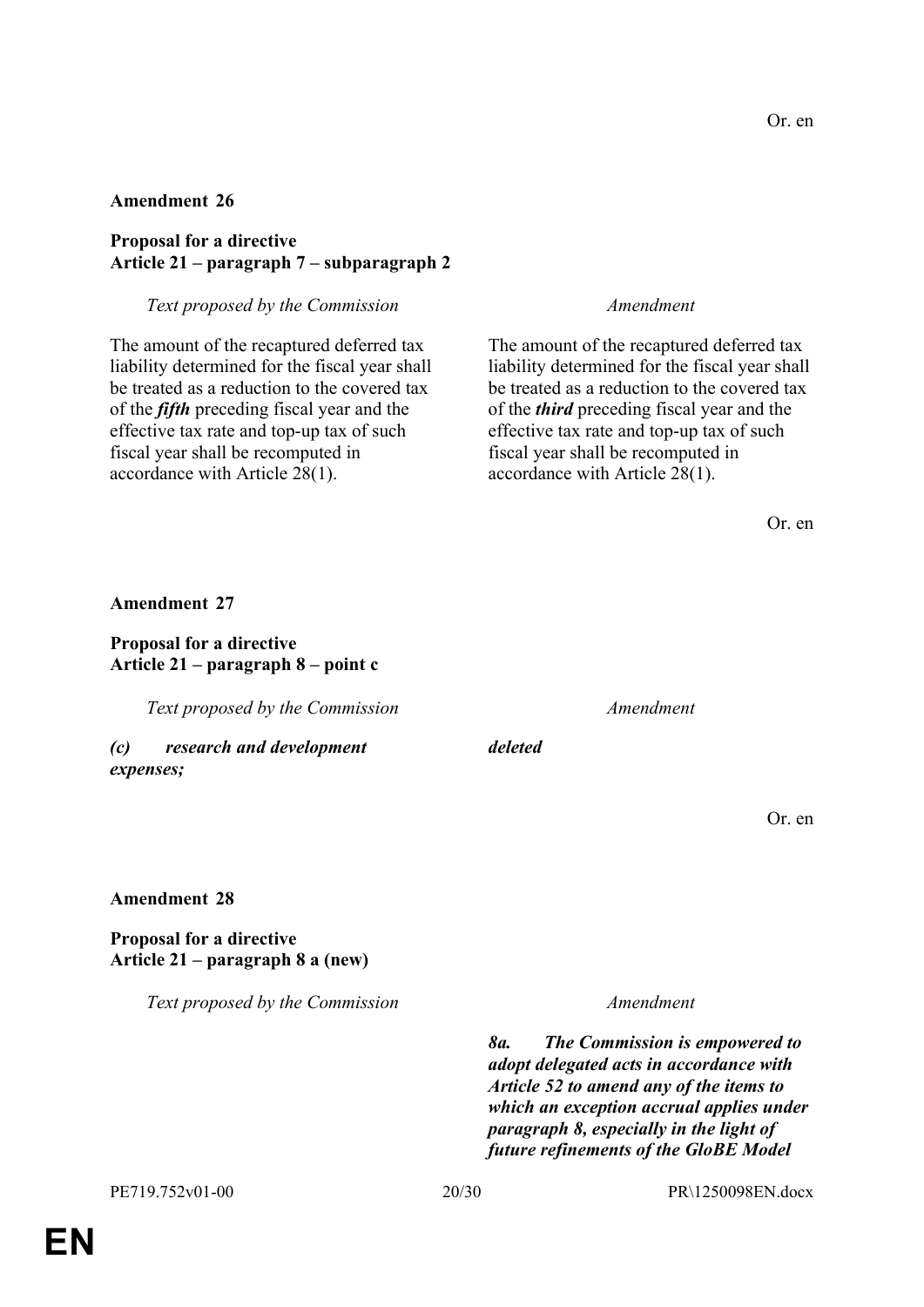Or. en

**Amendment 26**

**Proposal for a directive**
**Article 21 – paragraph 7 – subparagraph 2**

| *Text proposed by the Commission* | *Amendment* |
| --- | --- |
| The amount of the recaptured deferred tax liability determined for the fiscal year shall be treated as a reduction to the covered tax of the ***fifth*** preceding fiscal year and the effective tax rate and top-up tax of such fiscal year shall be recomputed in accordance with Article 28(1). | The amount of the recaptured deferred tax liability determined for the fiscal year shall be treated as a reduction to the covered tax of the ***third*** preceding fiscal year and the effective tax rate and top-up tax of such fiscal year shall be recomputed in accordance with Article 28(1). |

Or. en

**Amendment 27**

**Proposal for a directive**
**Article 21 – paragraph 8 – point c**

| *Text proposed by the Commission* | *Amendment* |
| --- | --- |
| ***(c) research and development expenses;*** | ***deleted*** |

Or. en

**Amendment 28**

**Proposal for a directive**
**Article 21 – paragraph 8 a (new)**

| *Text proposed by the Commission* | *Amendment* |
| --- | --- |
| | ***8a. The Commission is empowered to adopt delegated acts in accordance with Article 52 to amend any of the items to which an exception accrual applies under paragraph 8, especially in the light of future refinements of the GloBE Model*** |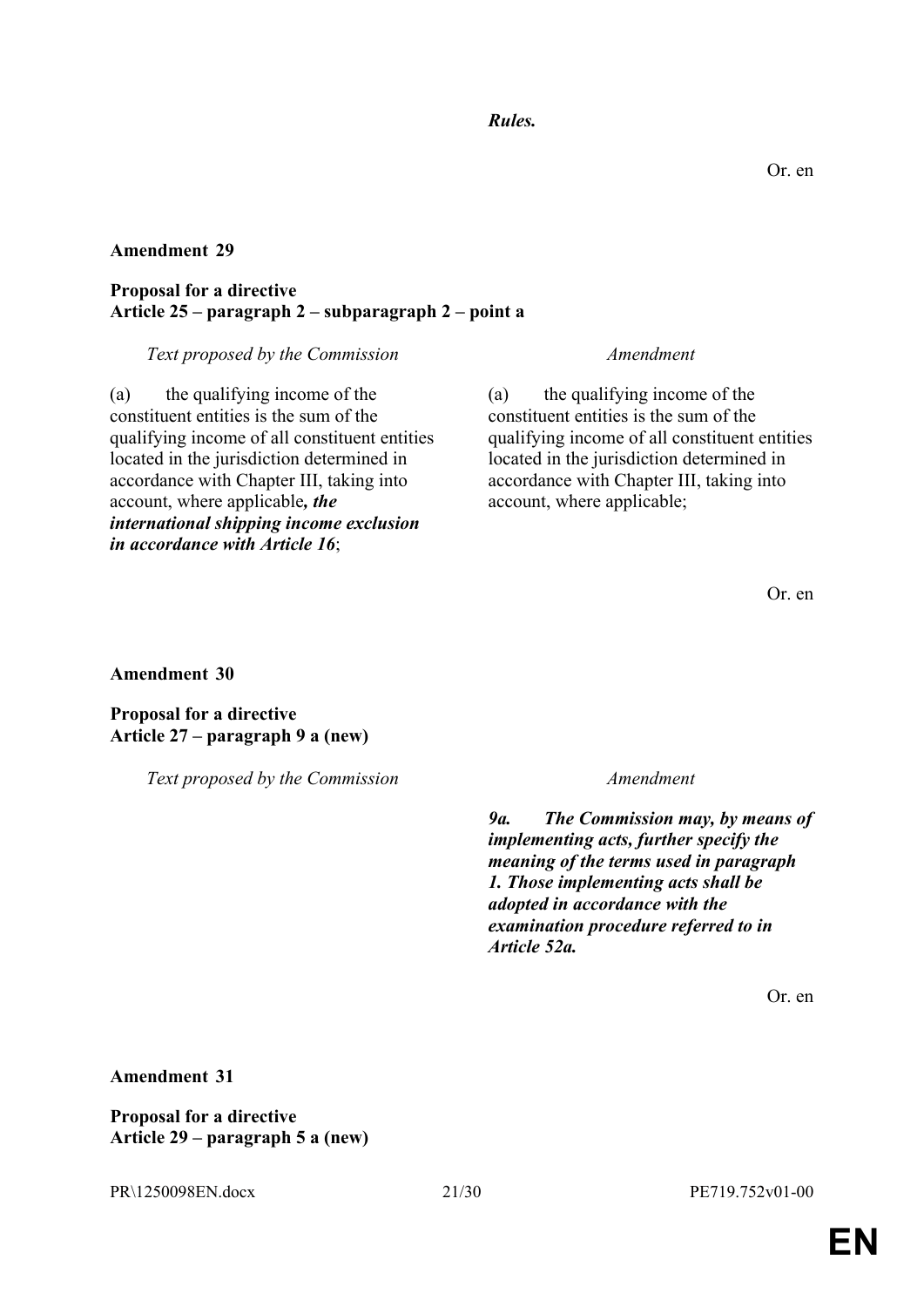*Rules.*

Or. en

**Amendment 29**

**Proposal for a directive**
**Article 25 – paragraph 2 – subparagraph 2 – point a**

| *Text proposed by the Commission* | *Amendment* |
| --- | --- |
| (a) the qualifying income of the constituent entities is the sum of the qualifying income of all constituent entities located in the jurisdiction determined in accordance with Chapter III, taking into account, where applicable***, the international shipping income exclusion in accordance with Article 16***; | (a) the qualifying income of the constituent entities is the sum of the qualifying income of all constituent entities located in the jurisdiction determined in accordance with Chapter III, taking into account, where applicable; |

Or. en

**Amendment 30**

**Proposal for a directive**
**Article 27 – paragraph 9 a (new)**

| *Text proposed by the Commission* | *Amendment* |
| --- | --- |
| | ***9a. The Commission may, by means of implementing acts, further specify the meaning of the terms used in paragraph 1. Those implementing acts shall be adopted in accordance with the examination procedure referred to in Article 52a.*** |

Or. en

**Amendment 31**

**Proposal for a directive**
**Article 29 – paragraph 5 a (new)**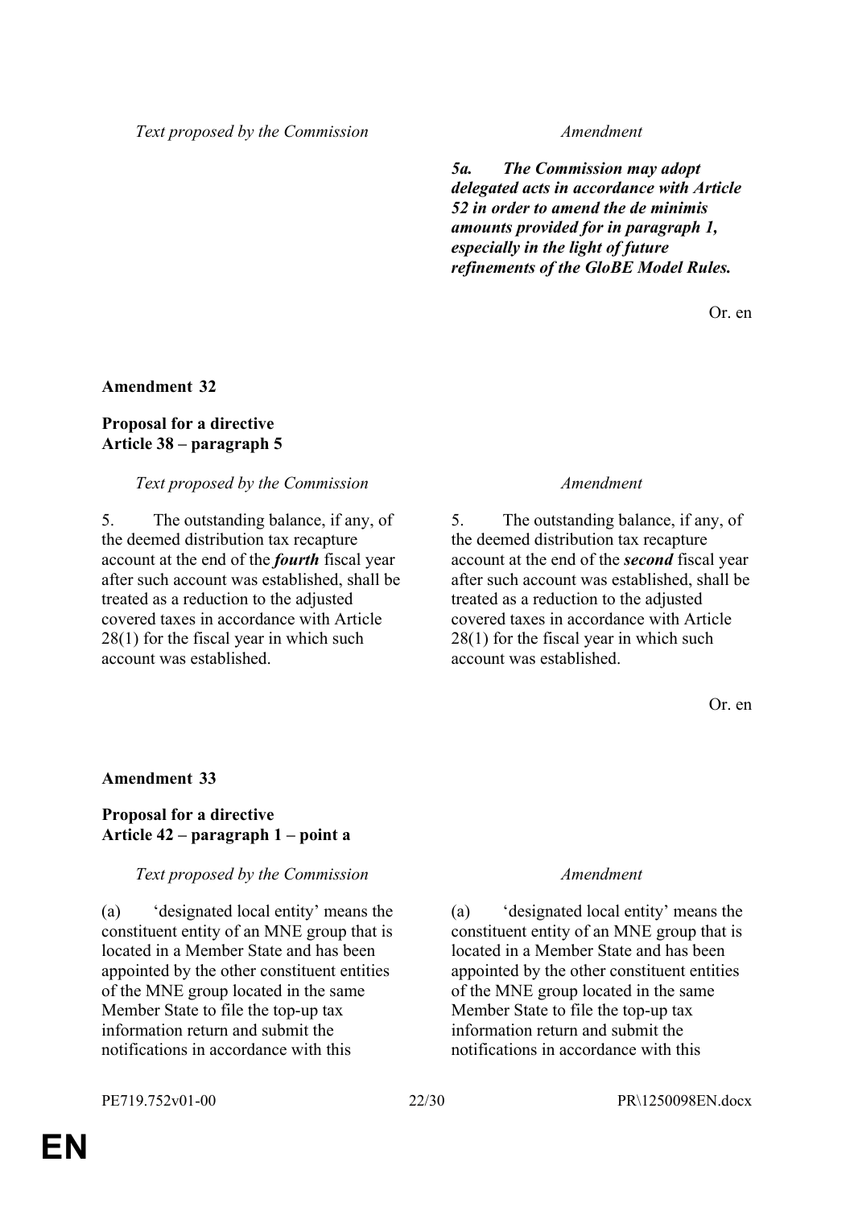| Text proposed by the Commission | Amendment |
|---|---|
| | ***5a. The Commission may adopt delegated acts in accordance with Article 52 in order to amend the de minimis amounts provided for in paragraph 1, especially in the light of future refinements of the GloBE Model Rules.*** |

Or. en

**Amendment 32**

**Proposal for a directive**
**Article 38 – paragraph 5**

| Text proposed by the Commission | Amendment |
|---|---|
| 5. The outstanding balance, if any, of the deemed distribution tax recapture account at the end of the ***fourth*** fiscal year after such account was established, shall be treated as a reduction to the adjusted covered taxes in accordance with Article 28(1) for the fiscal year in which such account was established. | 5. The outstanding balance, if any, of the deemed distribution tax recapture account at the end of the ***second*** fiscal year after such account was established, shall be treated as a reduction to the adjusted covered taxes in accordance with Article 28(1) for the fiscal year in which such account was established. |

Or. en

**Amendment 33**

**Proposal for a directive**
**Article 42 – paragraph 1 – point a**

| Text proposed by the Commission | Amendment |
|---|---|
| (a) 'designated local entity' means the constituent entity of an MNE group that is located in a Member State and has been appointed by the other constituent entities of the MNE group located in the same Member State to file the top-up tax information return and submit the notifications in accordance with this | (a) 'designated local entity' means the constituent entity of an MNE group that is located in a Member State and has been appointed by the other constituent entities of the MNE group located in the same Member State to file the top-up tax information return and submit the notifications in accordance with this |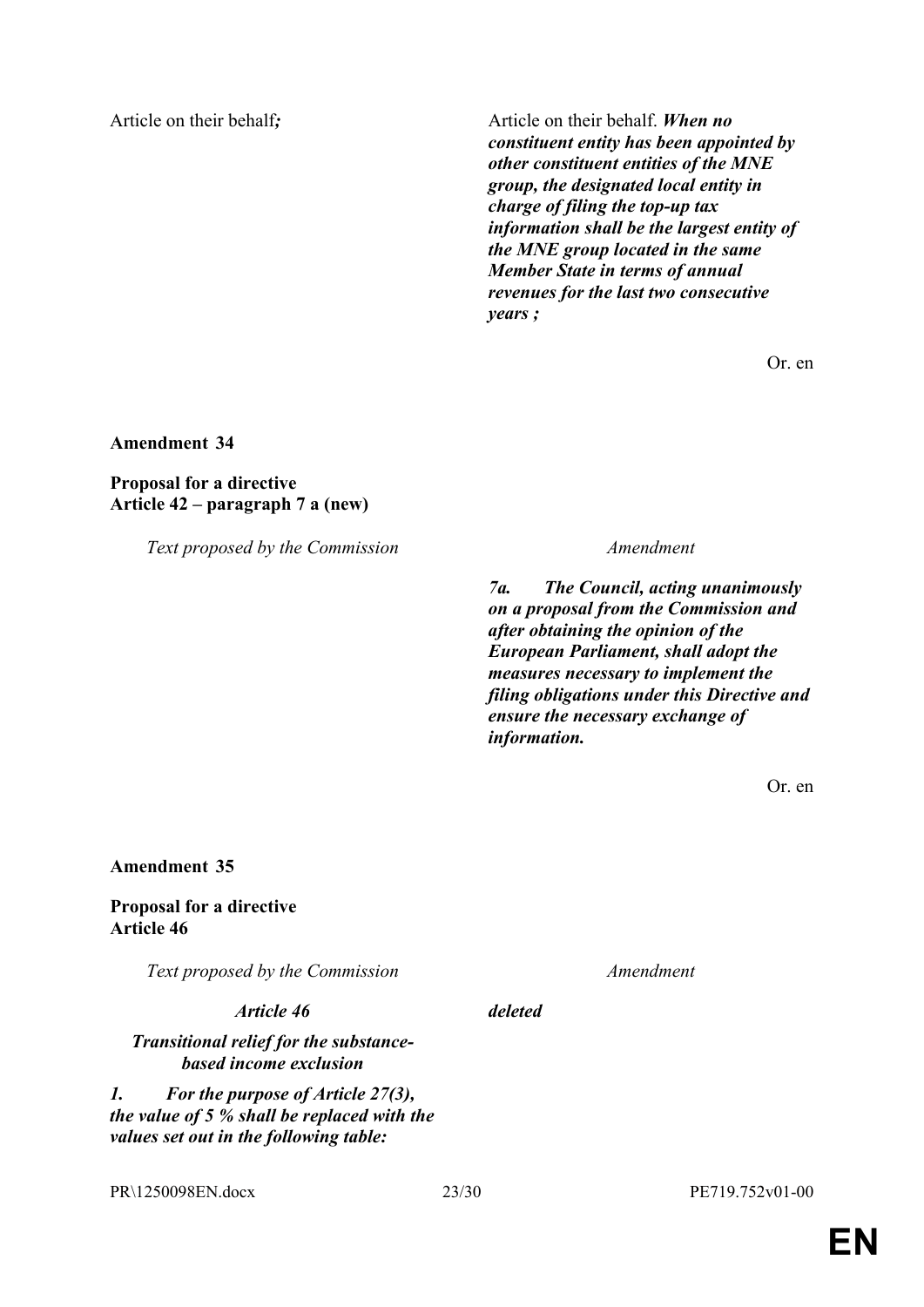| | |
|---|---|
| Article on their behalf***;*** | Article on their behalf. ***When no constituent entity has been appointed by other constituent entities of the MNE group, the designated local entity in charge of filing the top-up tax information shall be the largest entity of the MNE group located in the same Member State in terms of annual revenues for the last two consecutive years ;*** |

Or. en

**Amendment 34**

**Proposal for a directive**
**Article 42 – paragraph 7 a (new)**

| *Text proposed by the Commission* | *Amendment* |
|---|---|
| | ***7a. The Council, acting unanimously on a proposal from the Commission and after obtaining the opinion of the European Parliament, shall adopt the measures necessary to implement the filing obligations under this Directive and ensure the necessary exchange of information.*** |

Or. en

**Amendment 35**

**Proposal for a directive**
**Article 46**

| *Text proposed by the Commission* | *Amendment* |
|---|---|
| ***Article 46*** | ***deleted*** |
| ***Transitional relief for the substance-based income exclusion*** | |
| ***1. For the purpose of Article 27(3), the value of 5 % shall be replaced with the values set out in the following table:*** | |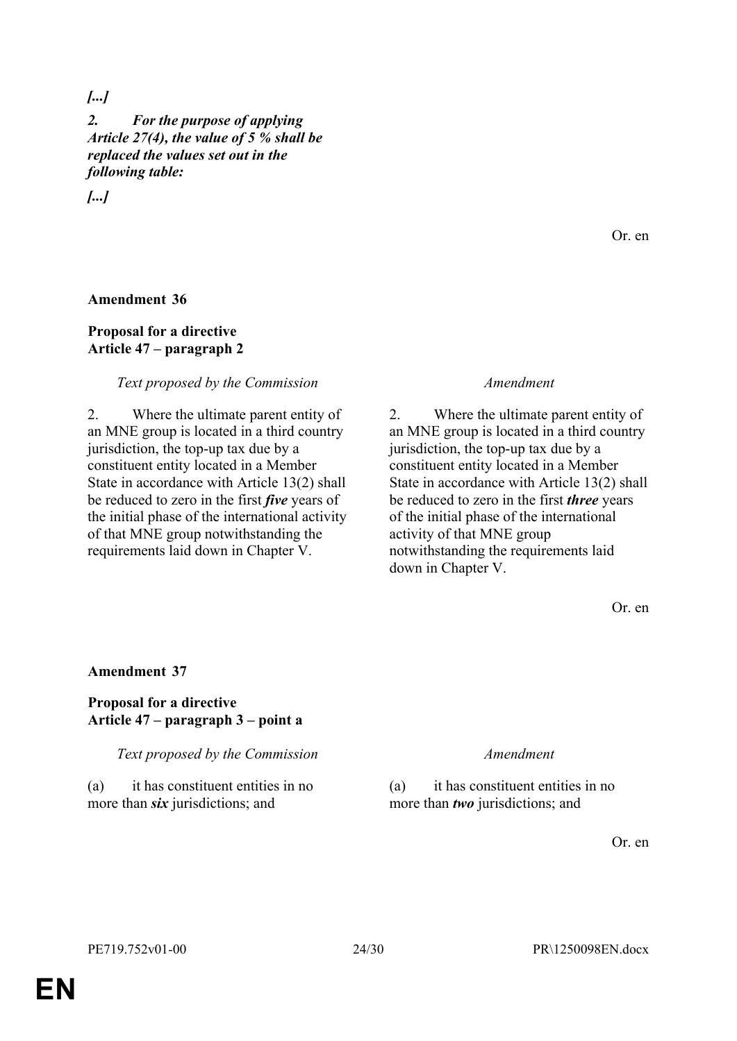*[...]*

***2. For the purpose of applying Article 27(4), the value of 5 % shall be replaced the values set out in the following table:***

*[...]*

Or. en

**Amendment 36**

**Proposal for a directive**
**Article 47 – paragraph 2**

| *Text proposed by the Commission* | *Amendment* |
| --- | --- |
| 2. Where the ultimate parent entity of an MNE group is located in a third country jurisdiction, the top-up tax due by a constituent entity located in a Member State in accordance with Article 13(2) shall be reduced to zero in the first ***five*** years of the initial phase of the international activity of that MNE group notwithstanding the requirements laid down in Chapter V. | 2. Where the ultimate parent entity of an MNE group is located in a third country jurisdiction, the top-up tax due by a constituent entity located in a Member State in accordance with Article 13(2) shall be reduced to zero in the first ***three*** years of the initial phase of the international activity of that MNE group notwithstanding the requirements laid down in Chapter V. |

Or. en

**Amendment 37**

**Proposal for a directive**
**Article 47 – paragraph 3 – point a**

| *Text proposed by the Commission* | *Amendment* |
| --- | --- |
| (a) it has constituent entities in no more than ***six*** jurisdictions; and | (a) it has constituent entities in no more than ***two*** jurisdictions; and |

Or. en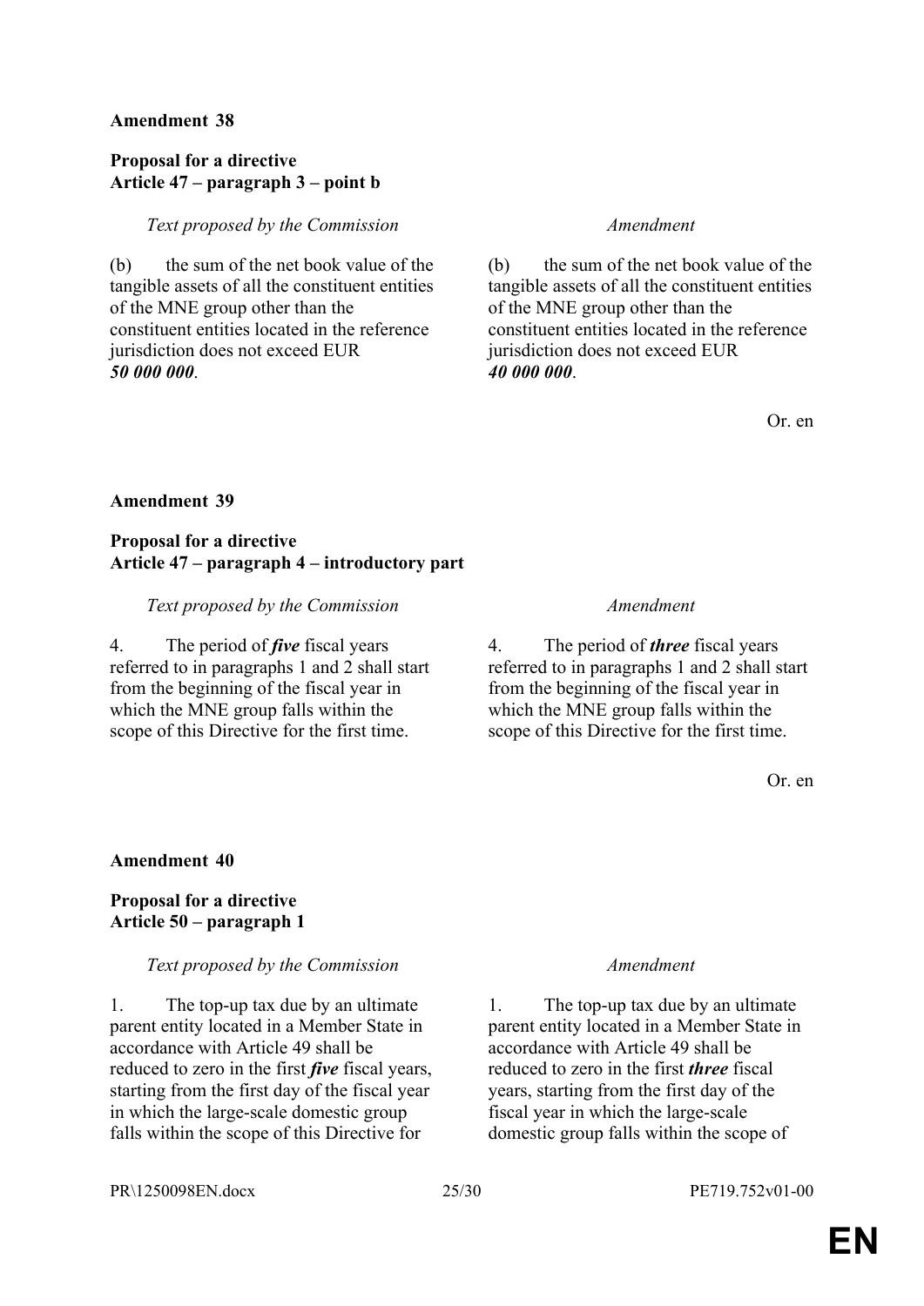**Amendment 38**

**Proposal for a directive**
**Article 47 – paragraph 3 – point b**

| *Text proposed by the Commission* | *Amendment* |
| --- | --- |
| (b) the sum of the net book value of the tangible assets of all the constituent entities of the MNE group other than the constituent entities located in the reference jurisdiction does not exceed EUR ***50 000 000***. | (b) the sum of the net book value of the tangible assets of all the constituent entities of the MNE group other than the constituent entities located in the reference jurisdiction does not exceed EUR ***40 000 000***. |

Or. en

**Amendment 39**

**Proposal for a directive**
**Article 47 – paragraph 4 – introductory part**

| *Text proposed by the Commission* | *Amendment* |
| --- | --- |
| 4. The period of ***five*** fiscal years referred to in paragraphs 1 and 2 shall start from the beginning of the fiscal year in which the MNE group falls within the scope of this Directive for the first time. | 4. The period of ***three*** fiscal years referred to in paragraphs 1 and 2 shall start from the beginning of the fiscal year in which the MNE group falls within the scope of this Directive for the first time. |

Or. en

**Amendment 40**

**Proposal for a directive**
**Article 50 – paragraph 1**

| *Text proposed by the Commission* | *Amendment* |
| --- | --- |
| 1. The top-up tax due by an ultimate parent entity located in a Member State in accordance with Article 49 shall be reduced to zero in the first ***five*** fiscal years, starting from the first day of the fiscal year in which the large-scale domestic group falls within the scope of this Directive for | 1. The top-up tax due by an ultimate parent entity located in a Member State in accordance with Article 49 shall be reduced to zero in the first ***three*** fiscal years, starting from the first day of the fiscal year in which the large-scale domestic group falls within the scope of |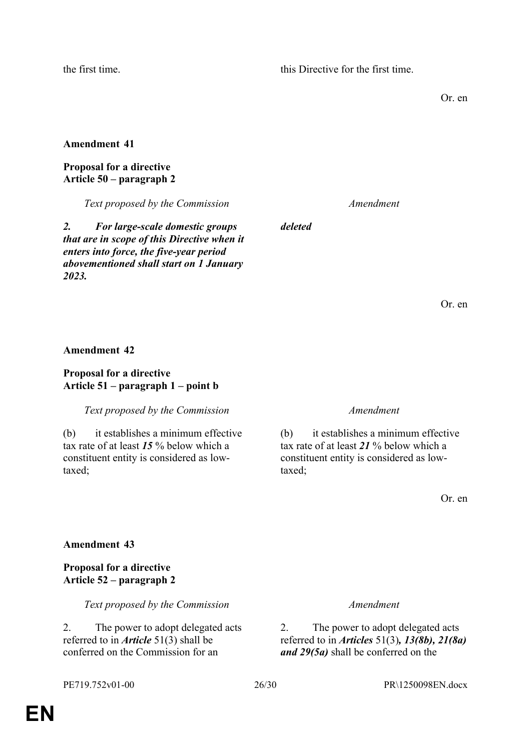| | |
|---|---|
| the first time. | this Directive for the first time. |

Or. en

**Amendment 41**

**Proposal for a directive**
**Article 50 – paragraph 2**

| *Text proposed by the Commission* | *Amendment* |
|---|---|
| ***2. For large-scale domestic groups that are in scope of this Directive when it enters into force, the five-year period abovementioned shall start on 1 January 2023.*** | ***deleted*** |

Or. en

**Amendment 42**

**Proposal for a directive**
**Article 51 – paragraph 1 – point b**

| *Text proposed by the Commission* | *Amendment* |
|---|---|
| (b) it establishes a minimum effective tax rate of at least ***15*** % below which a constituent entity is considered as low-taxed; | (b) it establishes a minimum effective tax rate of at least ***21*** % below which a constituent entity is considered as low-taxed; |

Or. en

**Amendment 43**

**Proposal for a directive**
**Article 52 – paragraph 2**

| *Text proposed by the Commission* | *Amendment* |
|---|---|
| 2. The power to adopt delegated acts referred to in ***Article*** 51(3) shall be conferred on the Commission for an | 2. The power to adopt delegated acts referred to in ***Articles*** 51(3)***, 13(8b), 21(8a) and 29(5a)*** shall be conferred on the |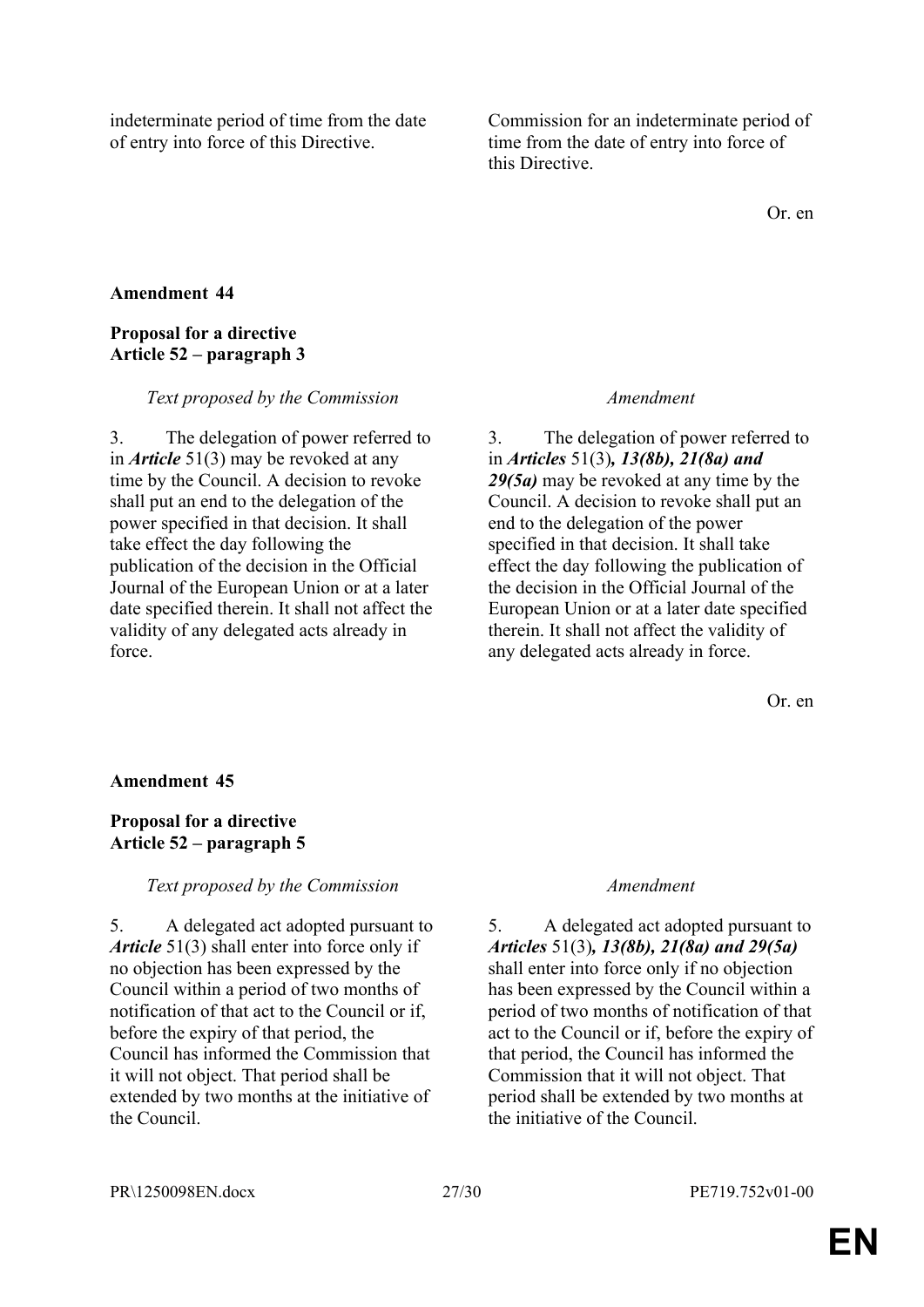| | |
|---|---|
| indeterminate period of time from the date of entry into force of this Directive. | Commission for an indeterminate period of time from the date of entry into force of this Directive. |

Or. en

**Amendment 44**

**Proposal for a directive**
**Article 52 – paragraph 3**

| *Text proposed by the Commission* | *Amendment* |
|---|---|
| 3. The delegation of power referred to in ***Article*** 51(3) may be revoked at any time by the Council. A decision to revoke shall put an end to the delegation of the power specified in that decision. It shall take effect the day following the publication of the decision in the Official Journal of the European Union or at a later date specified therein. It shall not affect the validity of any delegated acts already in force. | 3. The delegation of power referred to in ***Articles*** 51(3)***, 13(8b), 21(8a) and 29(5a)*** may be revoked at any time by the Council. A decision to revoke shall put an end to the delegation of the power specified in that decision. It shall take effect the day following the publication of the decision in the Official Journal of the European Union or at a later date specified therein. It shall not affect the validity of any delegated acts already in force. |

Or. en

**Amendment 45**

**Proposal for a directive**
**Article 52 – paragraph 5**

| *Text proposed by the Commission* | *Amendment* |
|---|---|
| 5. A delegated act adopted pursuant to ***Article*** 51(3) shall enter into force only if no objection has been expressed by the Council within a period of two months of notification of that act to the Council or if, before the expiry of that period, the Council has informed the Commission that it will not object. That period shall be extended by two months at the initiative of the Council. | 5. A delegated act adopted pursuant to ***Articles*** 51(3)***, 13(8b), 21(8a) and 29(5a)*** shall enter into force only if no objection has been expressed by the Council within a period of two months of notification of that act to the Council or if, before the expiry of that period, the Council has informed the Commission that it will not object. That period shall be extended by two months at the initiative of the Council. |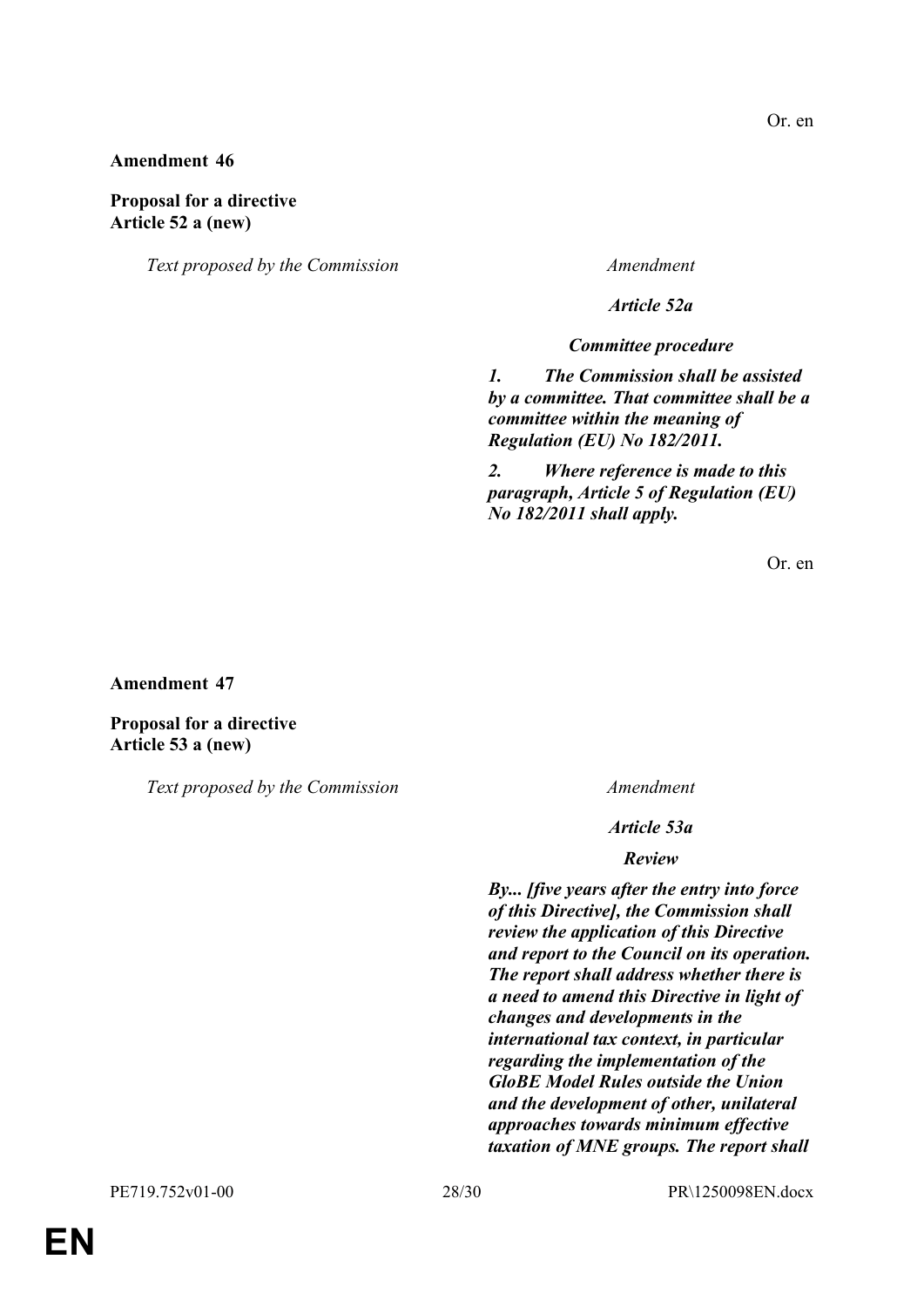Or. en

**Amendment 46**

**Proposal for a directive**
**Article 52 a (new)**

| *Text proposed by the Commission* | *Amendment* |
|---|---|
| | ***Article 52a*** |
| | ***Committee procedure*** |
| | ***1. The Commission shall be assisted by a committee. That committee shall be a committee within the meaning of Regulation (EU) No 182/2011.*** |
| | ***2. Where reference is made to this paragraph, Article 5 of Regulation (EU) No 182/2011 shall apply.*** |

Or. en

**Amendment 47**

**Proposal for a directive**
**Article 53 a (new)**

| *Text proposed by the Commission* | *Amendment* |
|---|---|
| | ***Article 53a*** |
| | ***Review*** |
| | ***By... [five years after the entry into force of this Directive], the Commission shall review the application of this Directive and report to the Council on its operation. The report shall address whether there is a need to amend this Directive in light of changes and developments in the international tax context, in particular regarding the implementation of the GloBE Model Rules outside the Union and the development of other, unilateral approaches towards minimum effective taxation of MNE groups. The report shall*** |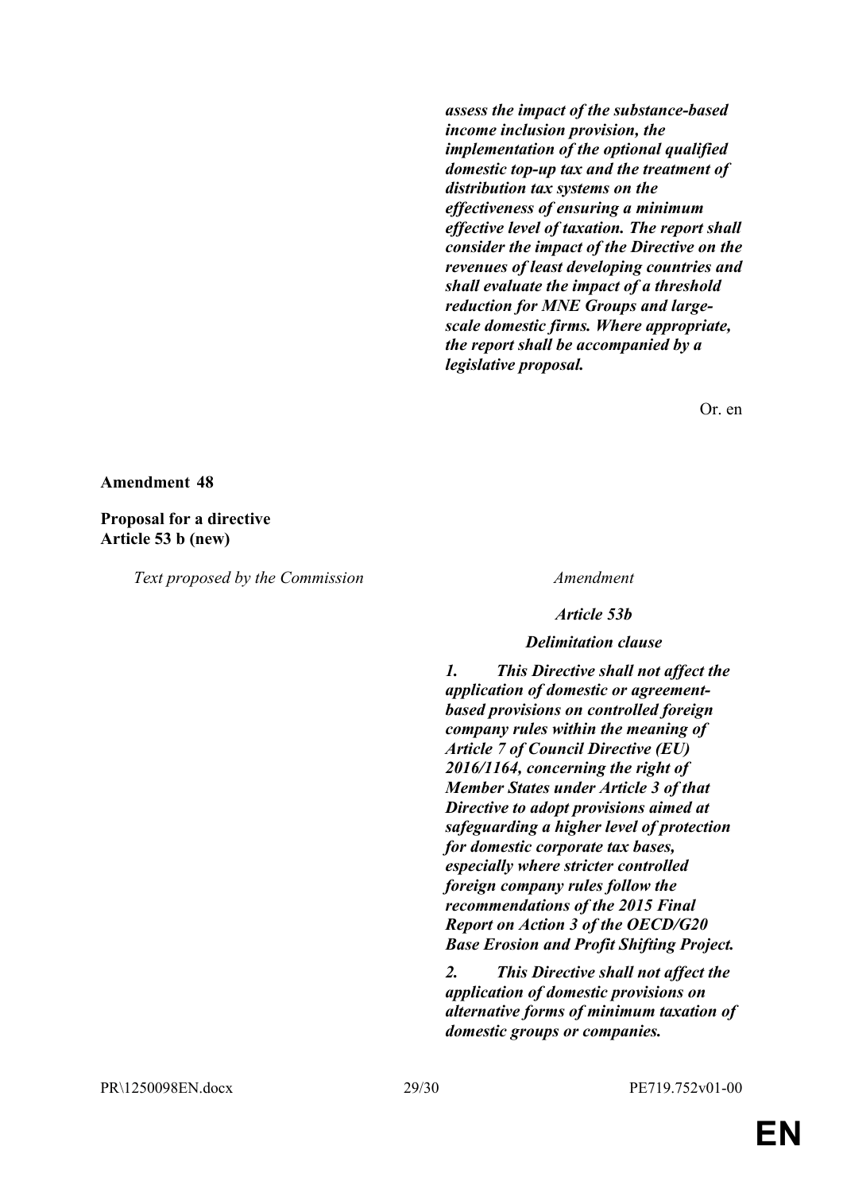| | |
|---|---|
| | ***assess the impact of the substance-based income inclusion provision, the implementation of the optional qualified domestic top-up tax and the treatment of distribution tax systems on the effectiveness of ensuring a minimum effective level of taxation. The report shall consider the impact of the Directive on the revenues of least developing countries and shall evaluate the impact of a threshold reduction for MNE Groups and large-scale domestic firms. Where appropriate, the report shall be accompanied by a legislative proposal.*** |

Or. en

**Amendment 48**

**Proposal for a directive**
**Article 53 b (new)**

| *Text proposed by the Commission* | *Amendment* |
|---|---|
| | ***Article 53b*** |
| | ***Delimitation clause*** |
| | ***1. This Directive shall not affect the application of domestic or agreement-based provisions on controlled foreign company rules within the meaning of Article 7 of Council Directive (EU) 2016/1164, concerning the right of Member States under Article 3 of that Directive to adopt provisions aimed at safeguarding a higher level of protection for domestic corporate tax bases, especially where stricter controlled foreign company rules follow the recommendations of the 2015 Final Report on Action 3 of the OECD/G20 Base Erosion and Profit Shifting Project.*** |
| | ***2. This Directive shall not affect the application of domestic provisions on alternative forms of minimum taxation of domestic groups or companies.*** |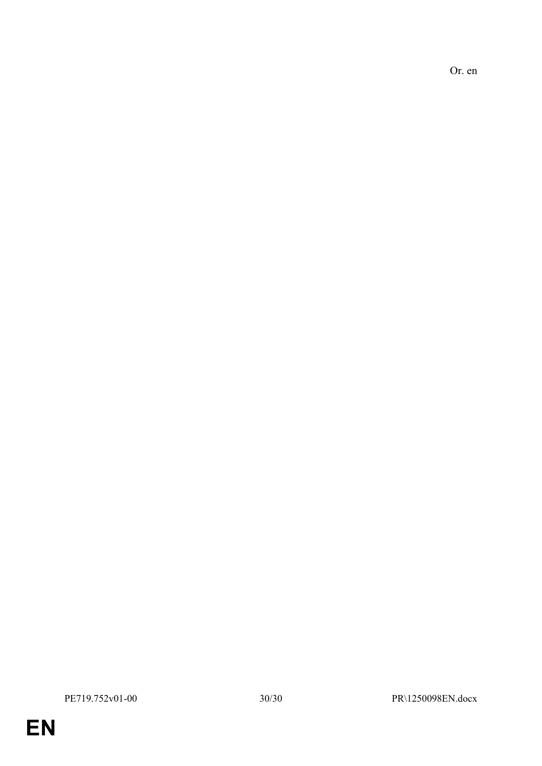Or. en